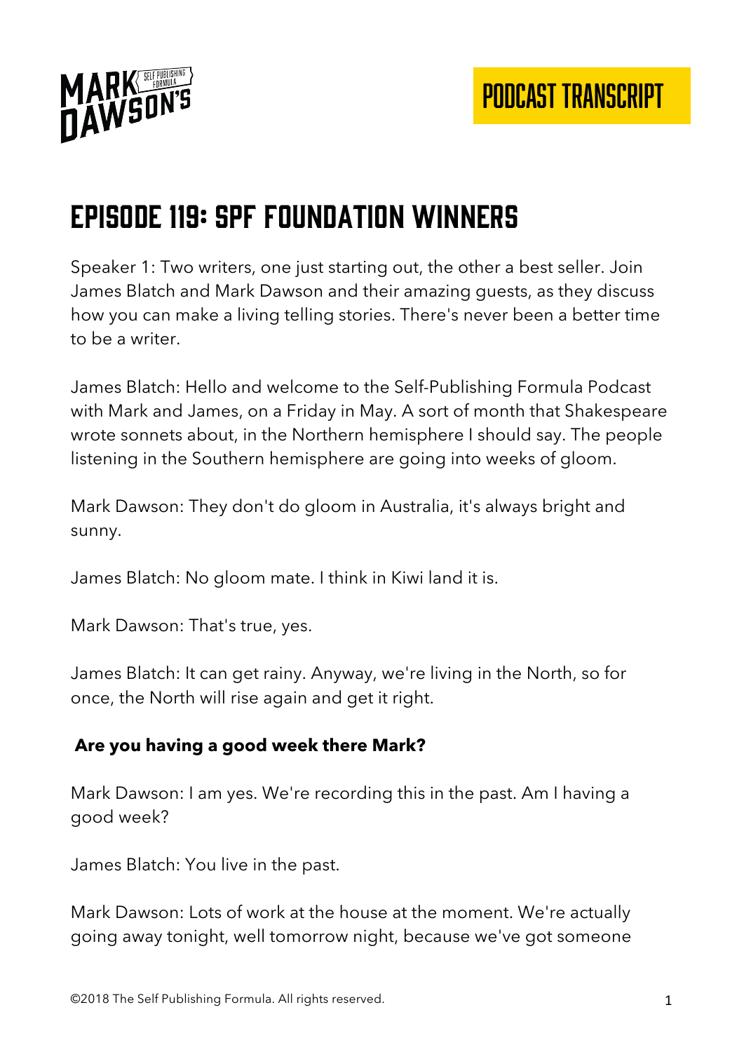# Episode 119: SPF Foundation Winners

Speaker 1: Two writers, one just starting out, the other a best seller. Join James Blatch and Mark Dawson and their amazing guests, as they discuss how you can make a living telling stories. There's never been a better time to be a writer.

James Blatch: Hello and welcome to the Self-Publishing Formula Podcast with Mark and James, on a Friday in May. A sort of month that Shakespeare wrote sonnets about, in the Northern hemisphere I should say. The people listening in the Southern hemisphere are going into weeks of gloom.

Mark Dawson: They don't do gloom in Australia, it's always bright and sunny.

James Blatch: No gloom mate. I think in Kiwi land it is.

Mark Dawson: That's true, yes.

James Blatch: It can get rainy. Anyway, we're living in the North, so for once, the North will rise again and get it right.

**Are you having a good week there Mark?**

Mark Dawson: I am yes. We're recording this in the past. Am I having a good week?

James Blatch: You live in the past.

Mark Dawson: Lots of work at the house at the moment. We're actually going away tonight, well tomorrow night, because we've got someone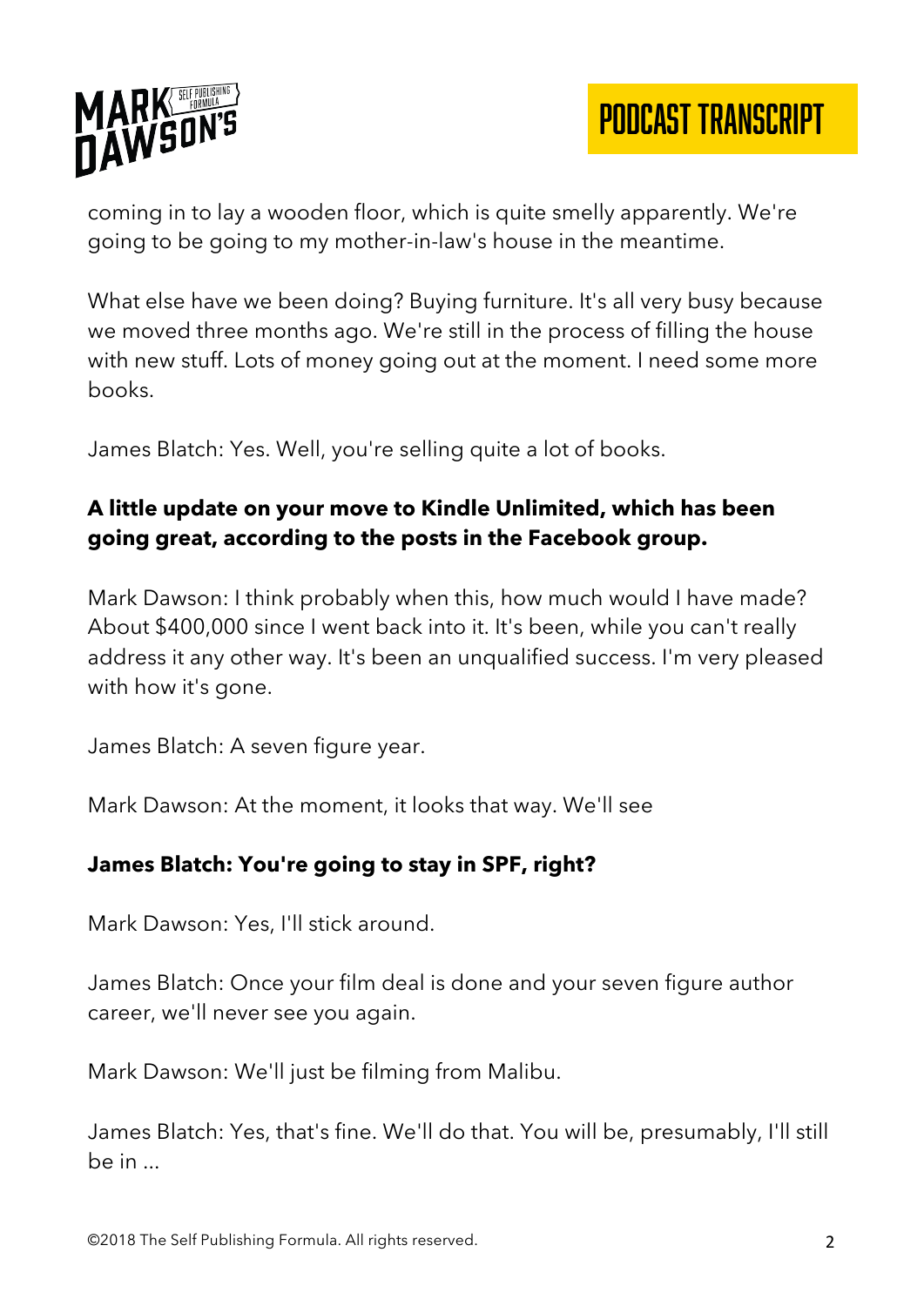coming in to lay a wooden floor, which is quite smelly apparently. We're going to be going to my mother-in-law's house in the meantime.

What else have we been doing? Buying furniture. It's all very busy because we moved three months ago. We're still in the process of filling the house with new stuff. Lots of money going out at the moment. I need some more books.

James Blatch: Yes. Well, you're selling quite a lot of books.

**A little update on your move to Kindle Unlimited, which has been going great, according to the posts in the Facebook group.**

Mark Dawson: I think probably when this, how much would I have made? About $400,000 since I went back into it. It's been, while you can't really address it any other way. It's been an unqualified success. I'm very pleased with how it's gone.

James Blatch: A seven figure year.

Mark Dawson: At the moment, it looks that way. We'll see

**James Blatch: You're going to stay in SPF, right?**

Mark Dawson: Yes, I'll stick around.

James Blatch: Once your film deal is done and your seven figure author career, we'll never see you again.

Mark Dawson: We'll just be filming from Malibu.

James Blatch: Yes, that's fine. We'll do that. You will be, presumably, I'll still be in ...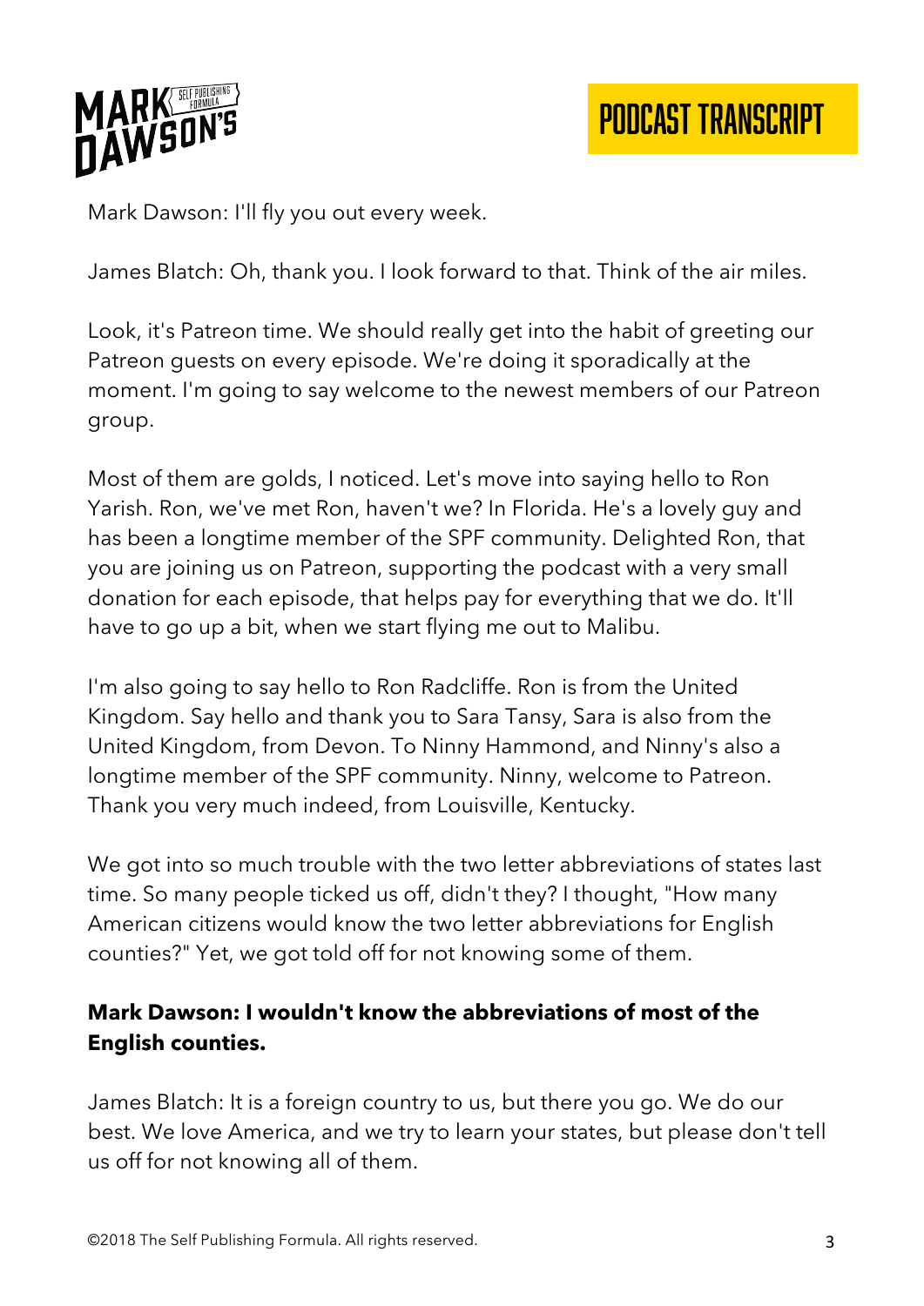Mark Dawson: I'll fly you out every week.

James Blatch: Oh, thank you. I look forward to that. Think of the air miles.

Look, it's Patreon time. We should really get into the habit of greeting our Patreon guests on every episode. We're doing it sporadically at the moment. I'm going to say welcome to the newest members of our Patreon group.

Most of them are golds, I noticed. Let's move into saying hello to Ron Yarish. Ron, we've met Ron, haven't we? In Florida. He's a lovely guy and has been a longtime member of the SPF community. Delighted Ron, that you are joining us on Patreon, supporting the podcast with a very small donation for each episode, that helps pay for everything that we do. It'll have to go up a bit, when we start flying me out to Malibu.

I'm also going to say hello to Ron Radcliffe. Ron is from the United Kingdom. Say hello and thank you to Sara Tansy, Sara is also from the United Kingdom, from Devon. To Ninny Hammond, and Ninny's also a longtime member of the SPF community. Ninny, welcome to Patreon. Thank you very much indeed, from Louisville, Kentucky.

We got into so much trouble with the two letter abbreviations of states last time. So many people ticked us off, didn't they? I thought, "How many American citizens would know the two letter abbreviations for English counties?" Yet, we got told off for not knowing some of them.

**Mark Dawson: I wouldn't know the abbreviations of most of the English counties.**

James Blatch: It is a foreign country to us, but there you go. We do our best. We love America, and we try to learn your states, but please don't tell us off for not knowing all of them.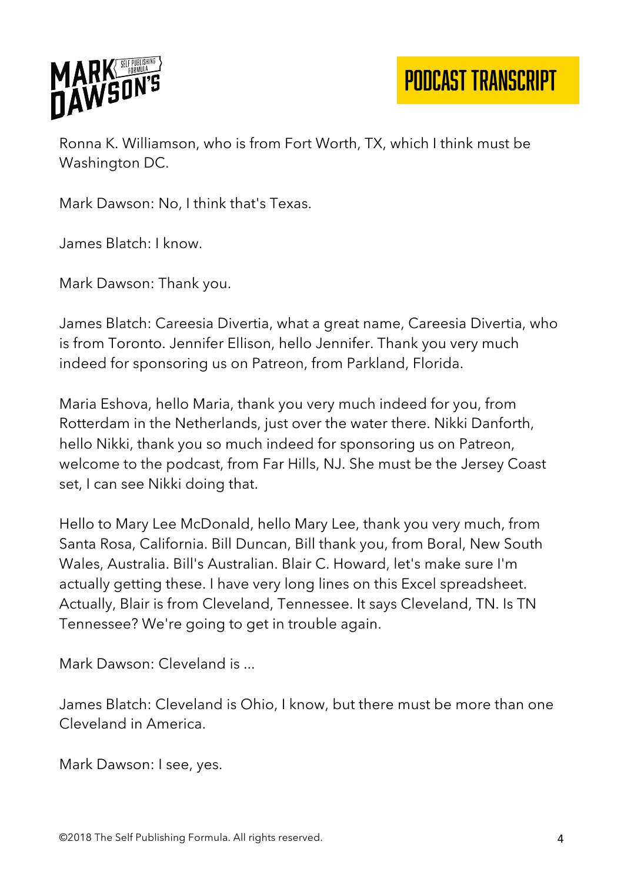Ronna K. Williamson, who is from Fort Worth, TX, which I think must be Washington DC.

Mark Dawson: No, I think that's Texas.

James Blatch: I know.

Mark Dawson: Thank you.

James Blatch: Careesia Divertia, what a great name, Careesia Divertia, who is from Toronto. Jennifer Ellison, hello Jennifer. Thank you very much indeed for sponsoring us on Patreon, from Parkland, Florida.

Maria Eshova, hello Maria, thank you very much indeed for you, from Rotterdam in the Netherlands, just over the water there. Nikki Danforth, hello Nikki, thank you so much indeed for sponsoring us on Patreon, welcome to the podcast, from Far Hills, NJ. She must be the Jersey Coast set, I can see Nikki doing that.

Hello to Mary Lee McDonald, hello Mary Lee, thank you very much, from Santa Rosa, California. Bill Duncan, Bill thank you, from Boral, New South Wales, Australia. Bill's Australian. Blair C. Howard, let's make sure I'm actually getting these. I have very long lines on this Excel spreadsheet. Actually, Blair is from Cleveland, Tennessee. It says Cleveland, TN. Is TN Tennessee? We're going to get in trouble again.

Mark Dawson: Cleveland is ...

James Blatch: Cleveland is Ohio, I know, but there must be more than one Cleveland in America.

Mark Dawson: I see, yes.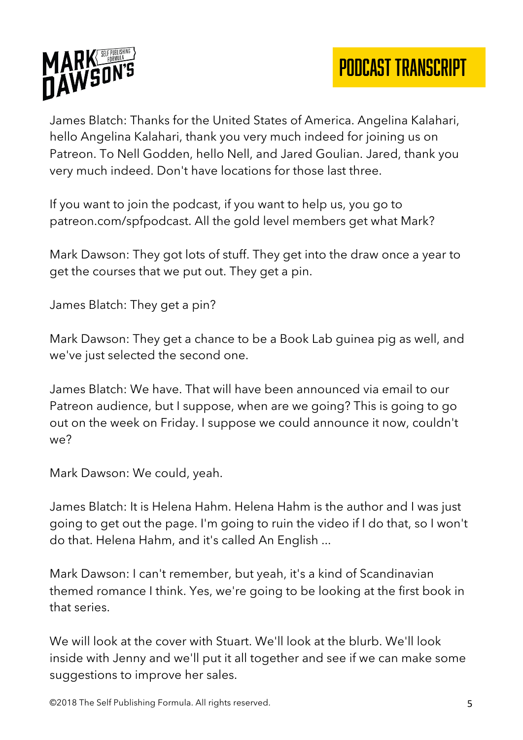James Blatch: Thanks for the United States of America. Angelina Kalahari, hello Angelina Kalahari, thank you very much indeed for joining us on Patreon. To Nell Godden, hello Nell, and Jared Goulian. Jared, thank you very much indeed. Don't have locations for those last three.

If you want to join the podcast, if you want to help us, you go to patreon.com/spfpodcast. All the gold level members get what Mark?

Mark Dawson: They got lots of stuff. They get into the draw once a year to get the courses that we put out. They get a pin.

James Blatch: They get a pin?

Mark Dawson: They get a chance to be a Book Lab guinea pig as well, and we've just selected the second one.

James Blatch: We have. That will have been announced via email to our Patreon audience, but I suppose, when are we going? This is going to go out on the week on Friday. I suppose we could announce it now, couldn't we?

Mark Dawson: We could, yeah.

James Blatch: It is Helena Hahm. Helena Hahm is the author and I was just going to get out the page. I'm going to ruin the video if I do that, so I won't do that. Helena Hahm, and it's called An English ...

Mark Dawson: I can't remember, but yeah, it's a kind of Scandinavian themed romance I think. Yes, we're going to be looking at the first book in that series.

We will look at the cover with Stuart. We'll look at the blurb. We'll look inside with Jenny and we'll put it all together and see if we can make some suggestions to improve her sales.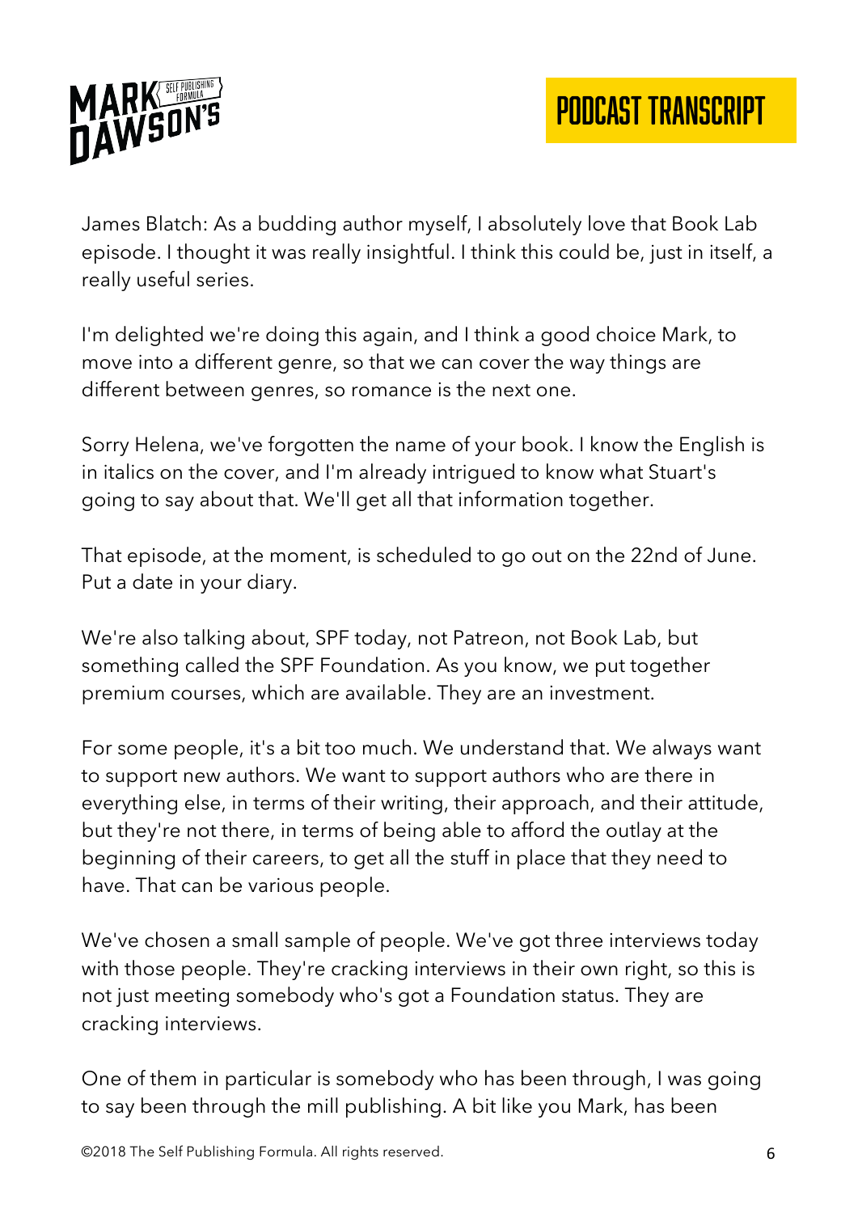James Blatch: As a budding author myself, I absolutely love that Book Lab episode. I thought it was really insightful. I think this could be, just in itself, a really useful series.

I'm delighted we're doing this again, and I think a good choice Mark, to move into a different genre, so that we can cover the way things are different between genres, so romance is the next one.

Sorry Helena, we've forgotten the name of your book. I know the English is in italics on the cover, and I'm already intrigued to know what Stuart's going to say about that. We'll get all that information together.

That episode, at the moment, is scheduled to go out on the 22nd of June. Put a date in your diary.

We're also talking about, SPF today, not Patreon, not Book Lab, but something called the SPF Foundation. As you know, we put together premium courses, which are available. They are an investment.

For some people, it's a bit too much. We understand that. We always want to support authors. We want to support authors who are there in everything else, in terms of their writing, their approach, and their attitude, but they're not there, in terms of being able to afford the outlay at the beginning of their careers, to get all the stuff in place that they need to have. That can be various people.

We've chosen a small sample of people. We've got three interviews today with those people. They're cracking interviews in their own right, so this is not just meeting somebody who's got a Foundation status. They are cracking interviews.

One of them in particular is somebody who has been through, I was going to say been through the mill publishing. A bit like you Mark, has been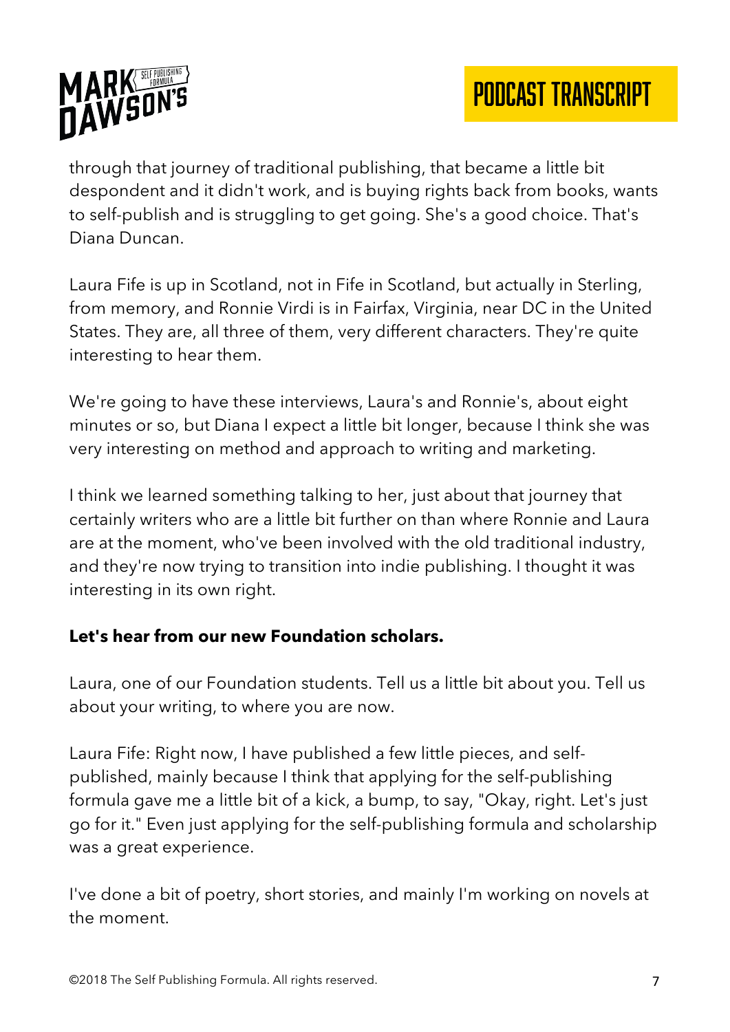through that journey of traditional publishing, that became a little bit despondent and it didn't work, and is buying rights back from books, wants to self-publish and is struggling to get going. She's a good choice. That's Diana Duncan.

Laura Fife is up in Scotland, not in Fife in Scotland, but actually in Sterling, from memory, and Ronnie Virdi is in Fairfax, Virginia, near DC in the United States. They are, all three of them, very different characters. They're quite interesting to hear them.

We're going to have these interviews, Laura's and Ronnie's, about eight minutes or so, but Diana I expect a little bit longer, because I think she was very interesting on method and approach to writing and marketing.

I think we learned something talking to her, just about that journey that certainly writers who are a little bit further on than where Ronnie and Laura are at the moment, who've been involved with the old traditional industry, and they're now trying to transition into indie publishing. I thought it was interesting in its own right.

**Let's hear from our new Foundation scholars.**

Laura, one of our Foundation students. Tell us a little bit about you. Tell us about your writing, to where you are now.

Laura Fife: Right now, I have published a few little pieces, and self-published, mainly because I think that applying for the self-publishing formula gave me a little bit of a kick, a bump, to say, "Okay, right. Let's just go for it." Even just applying for the self-publishing formula and scholarship was a great experience.

I've done a bit of poetry, short stories, and mainly I'm working on novels at the moment.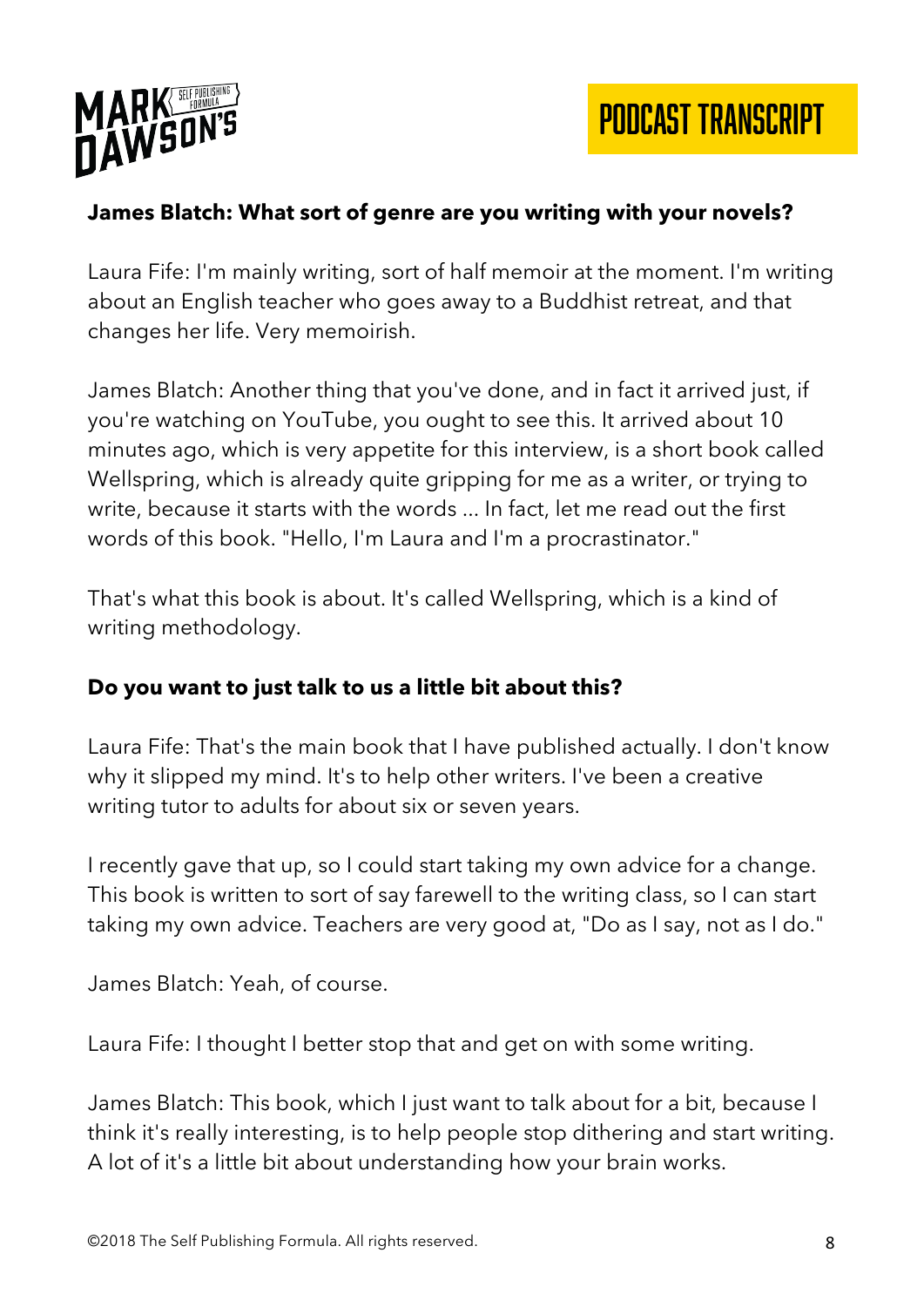**James Blatch: What sort of genre are you writing with your novels?**

Laura Fife: I'm mainly writing, sort of half memoir at the moment. I'm writing about an English teacher who goes away to a Buddhist retreat, and that changes her life. Very memoirish.

James Blatch: Another thing that you've done, and in fact it arrived just, if you're watching on YouTube, you ought to see this. It arrived about 10 minutes ago, which is very appetite for this interview, is a short book called Wellspring, which is already quite gripping for me as a writer, or trying to write, because it starts with the words ... In fact, let me read out the first words of this book. "Hello, I'm Laura and I'm a procrastinator."

That's what this book is about. It's called Wellspring, which is a kind of writing methodology.

**Do you want to just talk to us a little bit about this?**

Laura Fife: That's the main book that I have published actually. I don't know why it slipped my mind. It's to help other writers. I've been a creative writing tutor to adults for about six or seven years.

I recently gave that up, so I could start taking my own advice for a change. This book is written to sort of say farewell to the writing class, so I can start taking my own advice. Teachers are very good at, "Do as I say, not as I do."

James Blatch: Yeah, of course.

Laura Fife: I thought I better stop that and get on with some writing.

James Blatch: This book, which I just want to talk about for a bit, because I think it's really interesting, is to help people stop dithering and start writing. A lot of it's a little bit about understanding how your brain works.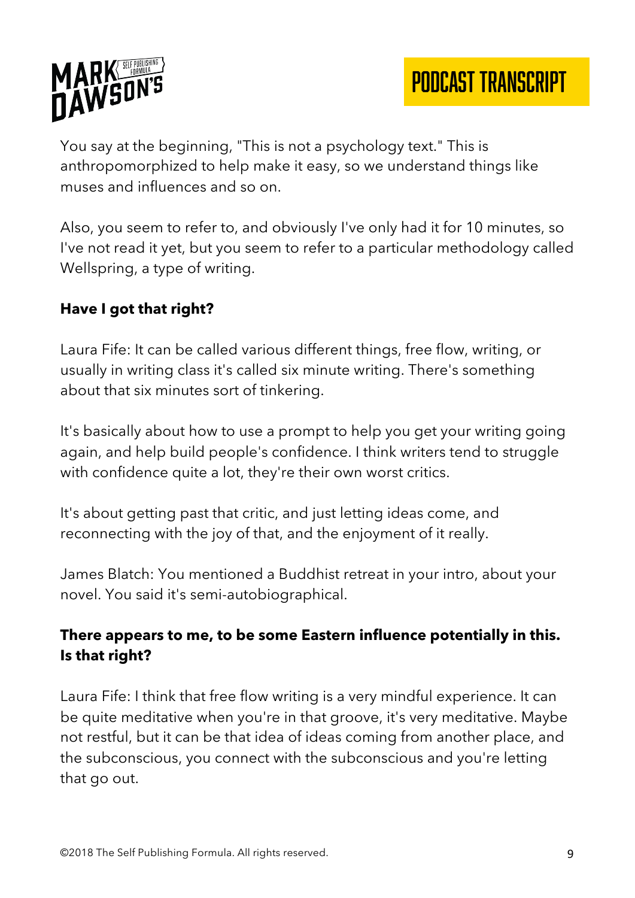You say at the beginning, "This is not a psychology text." This is anthropomorphized to help make it easy, so we understand things like muses and influences and so on.

Also, you seem to refer to, and obviously I've only had it for 10 minutes, so I've not read it yet, but you seem to refer to a particular methodology called Wellspring, a type of writing.

**Have I got that right?**

Laura Fife: It can be called various different things, free flow, writing, or usually in writing class it's called six minute writing. There's something about that six minutes sort of tinkering.

It's basically about how to use a prompt to help you get your writing going again, and help build people's confidence. I think writers tend to struggle with confidence quite a lot, they're their own worst critics.

It's about getting past that critic, and just letting ideas come, and reconnecting with the joy of that, and the enjoyment of it really.

James Blatch: You mentioned a Buddhist retreat in your intro, about your novel. You said it's semi-autobiographical.

**There appears to me, to be some Eastern influence potentially in this. Is that right?**

Laura Fife: I think that free flow writing is a very mindful experience. It can be quite meditative when you're in that groove, it's very meditative. Maybe not restful, but it can be that idea of ideas coming from another place, and the subconscious, you connect with the subconscious and you're letting that go out.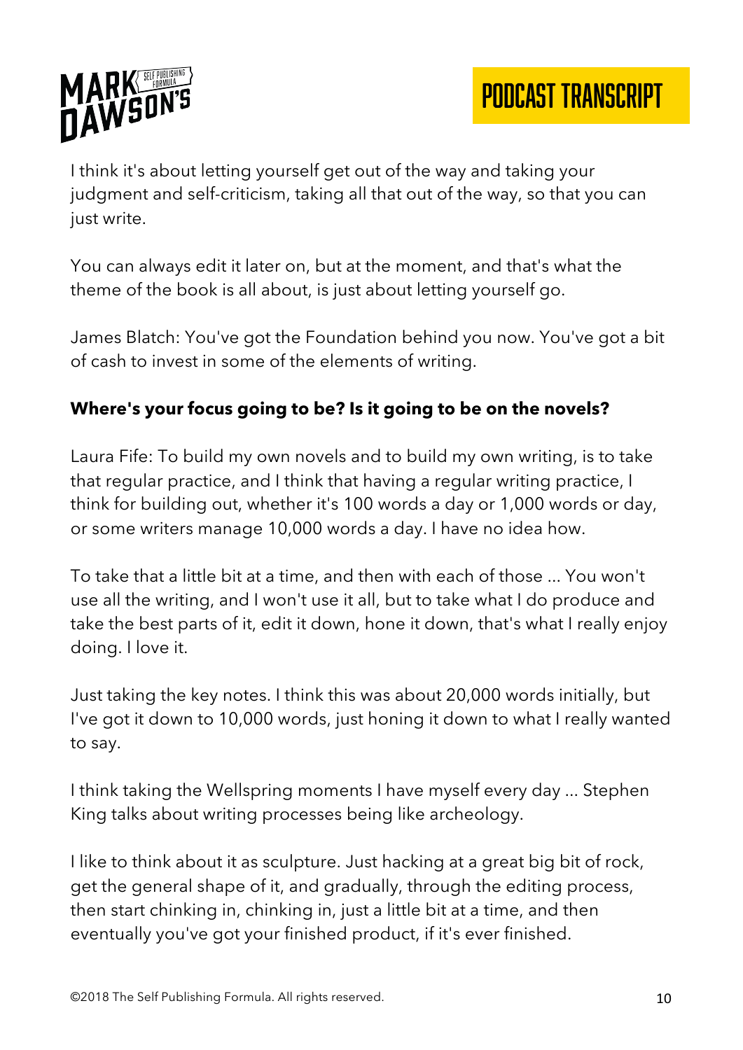I think it's about letting yourself get out of the way and taking your judgment and self-criticism, taking all that out of the way, so that you can just write.

You can always edit it later on, but at the moment, and that's what the theme of the book is all about, is just about letting yourself go.

James Blatch: You've got the Foundation behind you now. You've got a bit of cash to invest in some of the elements of writing.

**Where's your focus going to be? Is it going to be on the novels?**

Laura Fife: To build my own novels and to build my own writing, is to take that regular practice, and I think that having a regular writing practice, I think for building out, whether it's 100 words a day or 1,000 words or day, or some writers manage 10,000 words a day. I have no idea how.

To take that a little bit at a time, and then with each of those ... You won't use all the writing, and I won't use it all, but to take what I do produce and take the best parts of it, edit it down, hone it down, that's what I really enjoy doing. I love it.

Just taking the key notes. I think this was about 20,000 words initially, but I've got it down to 10,000 words, just honing it down to what I really wanted to say.

I think taking the Wellspring moments I have myself every day ... Stephen King talks about writing processes being like archeology.

I like to think about it as sculpture. Just hacking at a great big bit of rock, get the general shape of it, and gradually, through the editing process, then start chinking in, chinking in, just a little bit at a time, and then eventually you've got your finished product, if it's ever finished.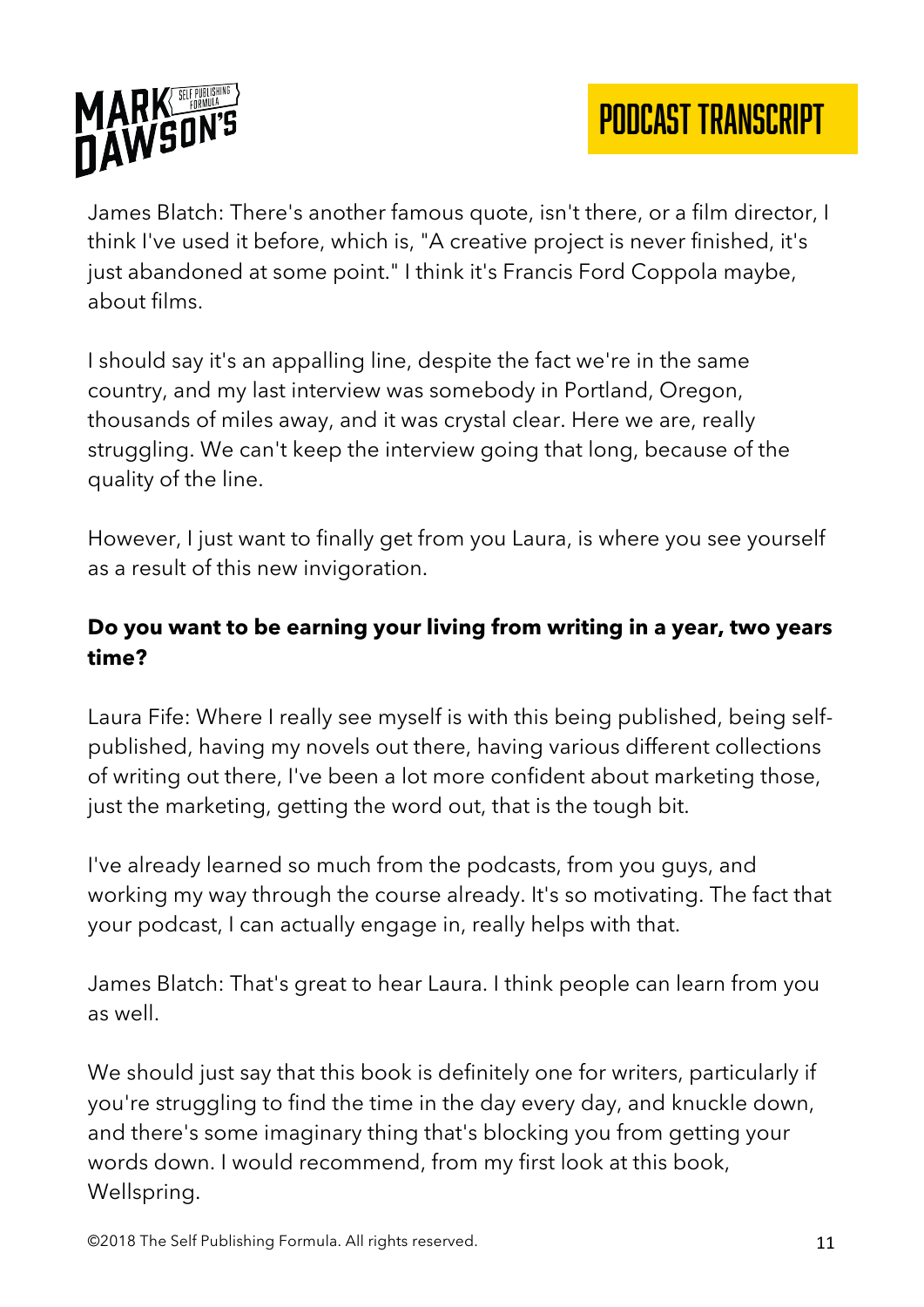James Blatch: There's another famous quote, isn't there, or a film director, I think I've used it before, which is, "A creative project is never finished, it's just abandoned at some point." I think it's Francis Ford Coppola maybe, about films.

I should say it's an appalling line, despite the fact we're in the same country, and my last interview was somebody in Portland, Oregon, thousands of miles away, and it was crystal clear. Here we are, really struggling. We can't keep the interview going that long, because of the quality of the line.

However, I just want to finally get from you Laura, is where you see yourself as a result of this new invigoration.

**Do you want to be earning your living from writing in a year, two years time?**

Laura Fife: Where I really see myself is with this being published, being self-published, having my novels out there, having various different collections of writing out there, I've been a lot more confident about marketing those, just the marketing, getting the word out, that is the tough bit.

I've already learned so much from the podcasts, from you guys, and working my way through the course already. It's so motivating. The fact that your podcast, I can actually engage in, really helps with that.

James Blatch: That's great to hear Laura. I think people can learn from you as well.

We should just say that this book is definitely one for writers, particularly if you're struggling to find the time in the day every day, and knuckle down, and there's some imaginary thing that's blocking you from getting your words down. I would recommend, from my first look at this book, Wellspring.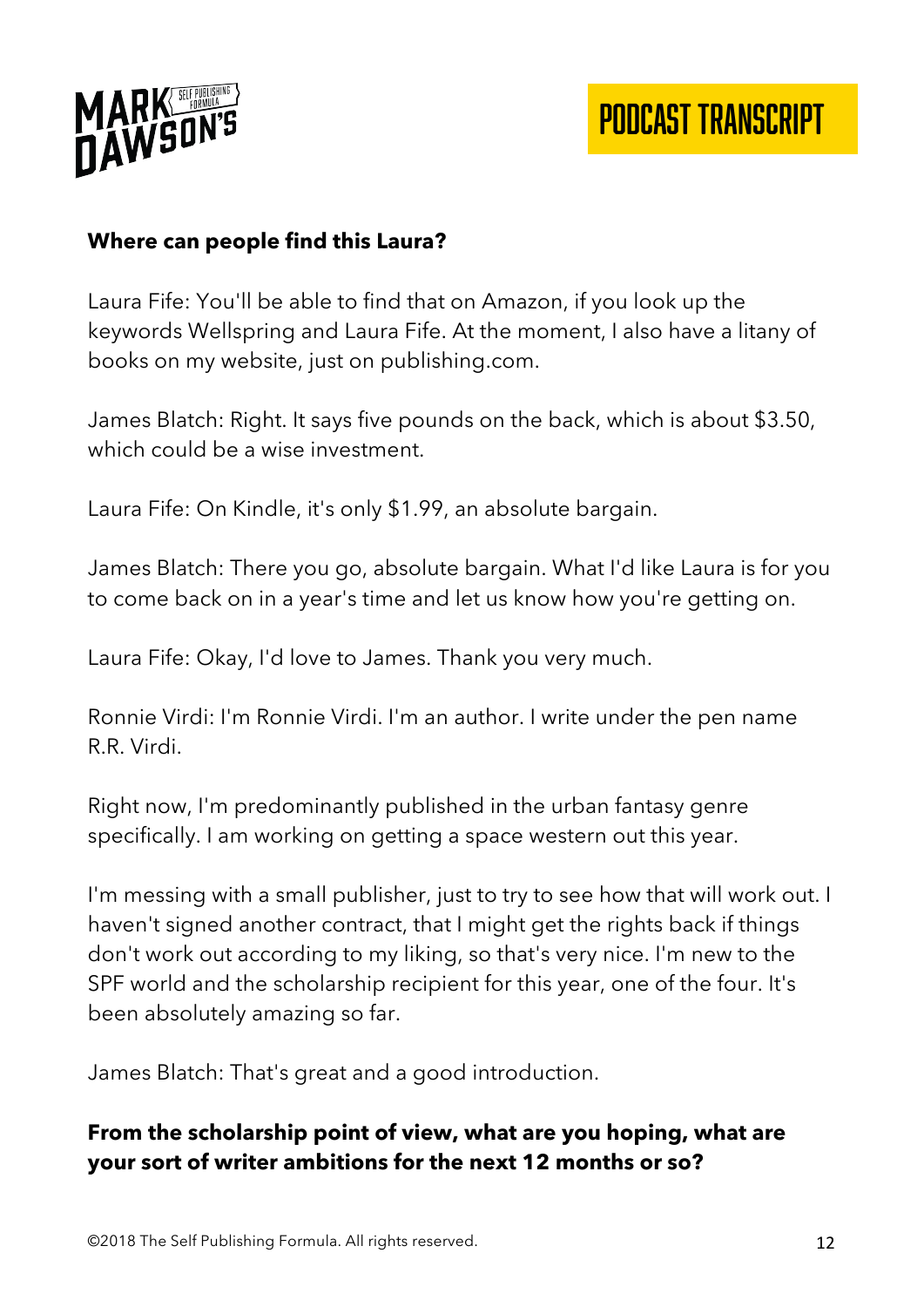**Where can people find this Laura?**

Laura Fife: You'll be able to find that on Amazon, if you look up the keywords Wellspring and Laura Fife. At the moment, I also have a litany of books on my website, just on publishing.com.

James Blatch: Right. It says five pounds on the back, which is about $3.50, which could be a wise investment.

Laura Fife: On Kindle, it's only $1.99, an absolute bargain.

James Blatch: There you go, absolute bargain. What I'd like Laura is for you to come back on in a year's time and let us know how you're getting on.

Laura Fife: Okay, I'd love to James. Thank you very much.

Ronnie Virdi: I'm Ronnie Virdi. I'm an author. I write under the pen name R.R. Virdi.

Right now, I'm predominantly published in the urban fantasy genre specifically. I am working on getting a space western out this year.

I'm messing with a small publisher, just to try to see how that will work out. I haven't signed another contract, that I might get the rights back if things don't work out according to my liking, so that's very nice. I'm new to the SPF world and the scholarship recipient for this year, one of the four. It's been absolutely amazing so far.

James Blatch: That's great and a good introduction.

**From the scholarship point of view, what are you hoping, what are your sort of writer ambitions for the next 12 months or so?**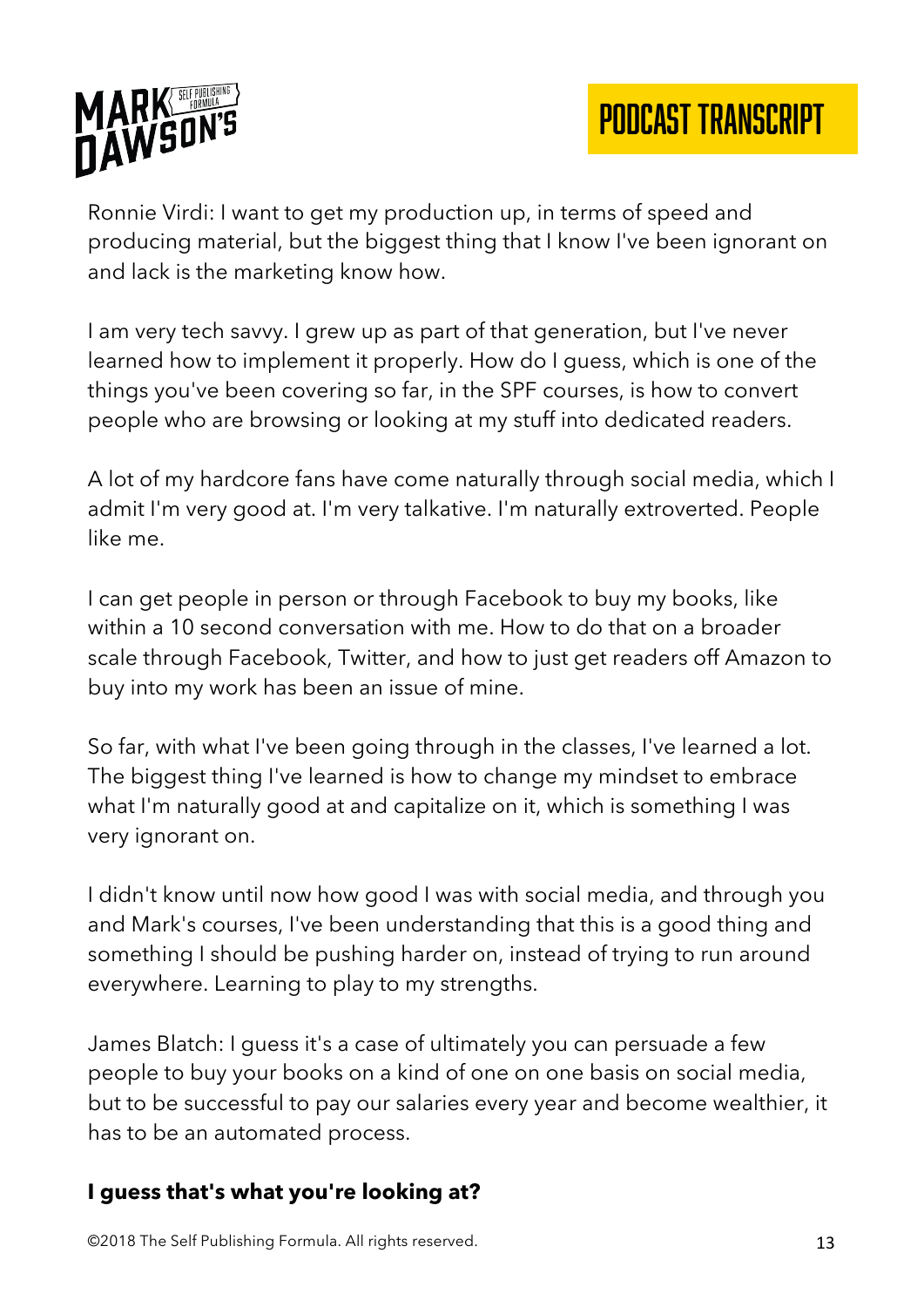Ronnie Virdi: I want to get my production up, in terms of speed and producing material, but the biggest thing that I know I've been ignorant on and lack is the marketing know how.

I am very tech savvy. I grew up as part of that generation, but I've never learned how to implement it properly. How do I guess, which is one of the things you've been covering so far, in the SPF courses, is how to convert people who are browsing or looking at my stuff into dedicated readers.

A lot of my hardcore fans have come naturally through social media, which I admit I'm very good at. I'm very talkative. I'm naturally extroverted. People like me.

I can get people in person or through Facebook to buy my books, like within a 10 second conversation with me. How to do that on a broader scale through Facebook, Twitter, and how to just get readers off Amazon to buy into my work has been an issue of mine.

So far, with what I've been going through in the classes, I've learned a lot. The biggest thing I've learned is how to change my mindset to embrace what I'm naturally good at and capitalize on it, which is something I was very ignorant on.

I didn't know until now how good I was with social media, and through you and Mark's courses, I've been understanding that this is a good thing and something I should be pushing harder on, instead of trying to run around everywhere. Learning to play to my strengths.

James Blatch: I guess it's a case of ultimately you can persuade a few people to buy your books on a kind of one on one basis on social media, but to be successful to pay our salaries every year and become wealthier, it has to be an automated process.

**I guess that's what you're looking at?**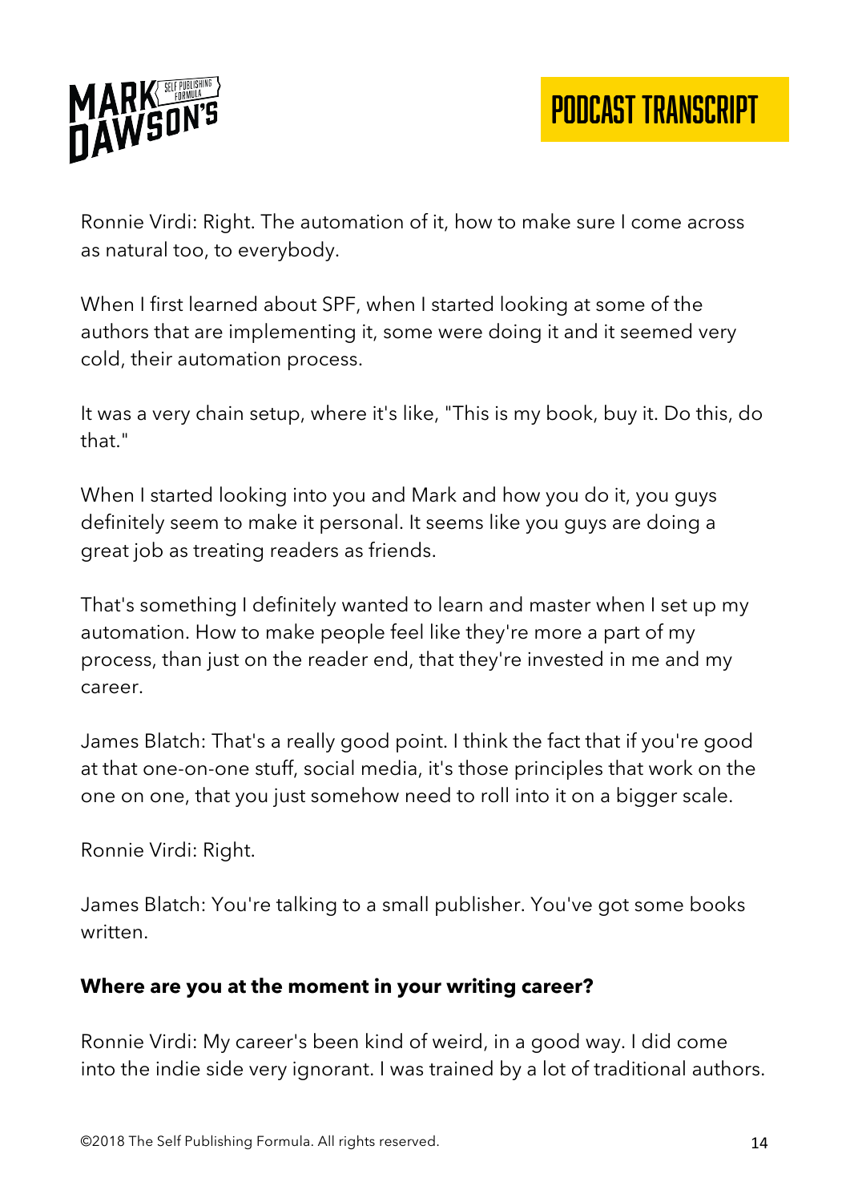Ronnie Virdi: Right. The automation of it, how to make sure I come across as natural too, to everybody.

When I first learned about SPF, when I started looking at some of the authors that are implementing it, some were doing it and it seemed very cold, their automation process.

It was a very chain setup, where it's like, "This is my book, buy it. Do this, do that."

When I started looking into you and Mark and how you do it, you guys definitely seem to make it personal. It seems like you guys are doing a great job as treating readers as friends.

That's something I definitely wanted to learn and master when I set up my automation. How to make people feel like they're more a part of my process, than just on the reader end, that they're invested in me and my career.

James Blatch: That's a really good point. I think the fact that if you're good at that one-on-one stuff, social media, it's those principles that work on the one on one, that you just somehow need to roll into it on a bigger scale.

Ronnie Virdi: Right.

James Blatch: You're talking to a small publisher. You've got some books written.

**Where are you at the moment in your writing career?**

Ronnie Virdi: My career's been kind of weird, in a good way. I did come into the indie side very ignorant. I was trained by a lot of traditional authors.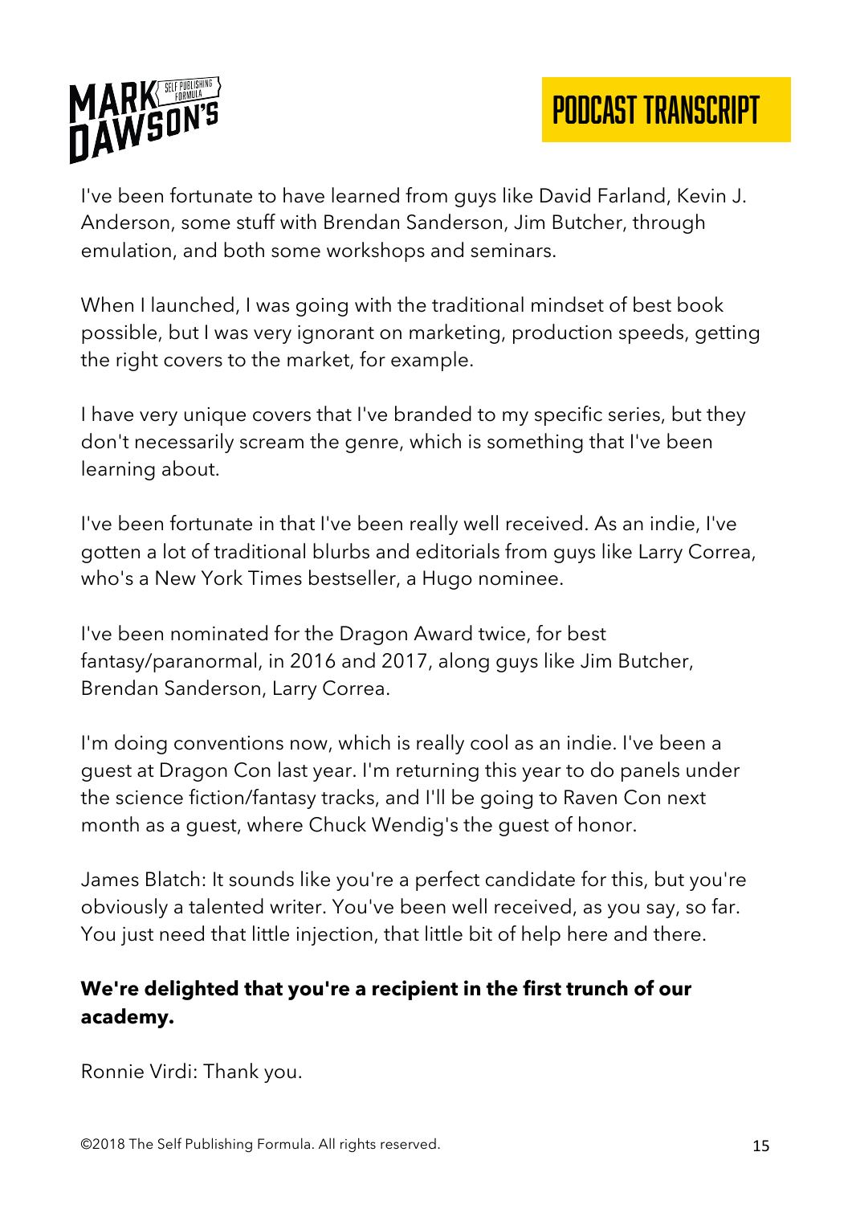I've been fortunate to have learned from guys like David Farland, Kevin J. Anderson, some stuff with Brendan Sanderson, Jim Butcher, through emulation, and both some workshops and seminars.

When I launched, I was going with the traditional mindset of best book possible, but I was very ignorant on marketing, production speeds, getting the right covers to the market, for example.

I have very unique covers that I've branded to my specific series, but they don't necessarily scream the genre, which is something that I've been learning about.

I've been fortunate in that I've been really well received. As an indie, I've gotten a lot of traditional blurbs and editorials from guys like Larry Correa, who's a New York Times bestseller, a Hugo nominee.

I've been nominated for the Dragon Award twice, for best fantasy/paranormal, in 2016 and 2017, along guys like Jim Butcher, Brendan Sanderson, Larry Correa.

I'm doing conventions now, which is really cool as an indie. I've been a guest at Dragon Con last year. I'm returning this year to do panels under the science fiction/fantasy tracks, and I'll be going to Raven Con next month as a guest, where Chuck Wendig's the guest of honor.

James Blatch: It sounds like you're a perfect candidate for this, but you're obviously a talented writer. You've been well received, as you say, so far. You just need that little injection, that little bit of help here and there.

**We're delighted that you're a recipient in the first trunch of our academy.**

Ronnie Virdi: Thank you.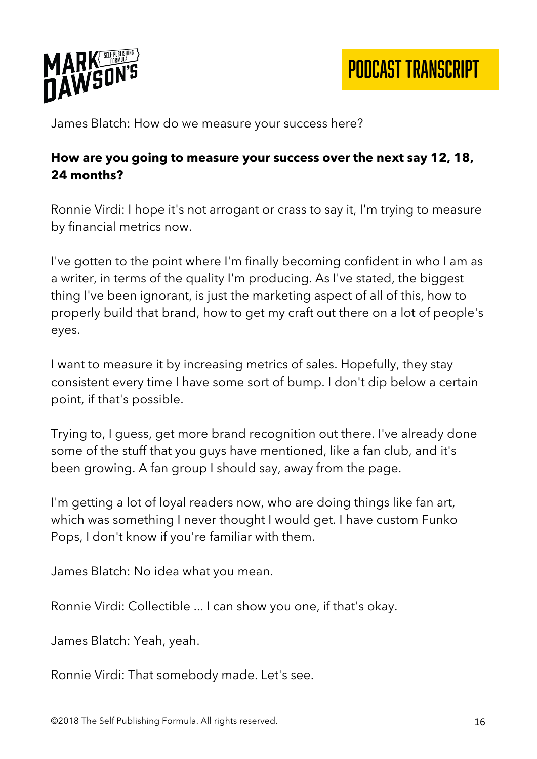James Blatch: How do we measure your success here?

**How are you going to measure your success over the next say 12, 18, 24 months?**

Ronnie Virdi: I hope it's not arrogant or crass to say it, I'm trying to measure by financial metrics now.

I've gotten to the point where I'm finally becoming confident in who I am as a writer, in terms of the quality I'm producing. As I've stated, the biggest thing I've been ignorant, is just the marketing aspect of all of this, how to properly build that brand, how to get my craft out there on a lot of people's eyes.

I want to measure it by increasing metrics of sales. Hopefully, they stay consistent every time I have some sort of bump. I don't dip below a certain point, if that's possible.

Trying to, I guess, get more brand recognition out there. I've already done some of the stuff that you guys have mentioned, like a fan club, and it's been growing. A fan group I should say, away from the page.

I'm getting a lot of loyal readers now, who are doing things like fan art, which was something I never thought I would get. I have custom Funko Pops, I don't know if you're familiar with them.

James Blatch: No idea what you mean.

Ronnie Virdi: Collectible ... I can show you one, if that's okay.

James Blatch: Yeah, yeah.

Ronnie Virdi: That somebody made. Let's see.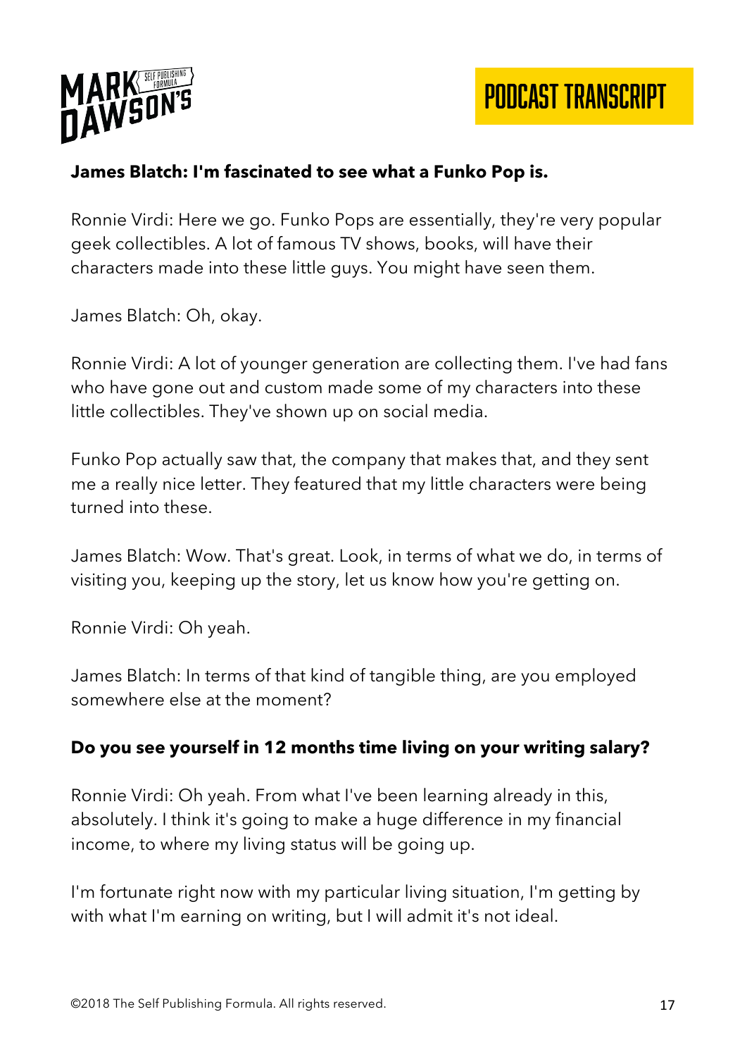**James Blatch: I'm fascinated to see what a Funko Pop is.**

Ronnie Virdi: Here we go. Funko Pops are essentially, they're very popular geek collectibles. A lot of famous TV shows, books, will have their characters made into these little guys. You might have seen them.

James Blatch: Oh, okay.

Ronnie Virdi: A lot of younger generation are collecting them. I've had fans who have gone out and custom made some of my characters into these little collectibles. They've shown up on social media.

Funko Pop actually saw that, the company that makes that, and they sent me a really nice letter. They featured that my little characters were being turned into these.

James Blatch: Wow. That's great. Look, in terms of what we do, in terms of visiting you, keeping up the story, let us know how you're getting on.

Ronnie Virdi: Oh yeah.

James Blatch: In terms of that kind of tangible thing, are you employed somewhere else at the moment?

**Do you see yourself in 12 months time living on your writing salary?**

Ronnie Virdi: Oh yeah. From what I've been learning already in this, absolutely. I think it's going to make a huge difference in my financial income, to where my living status will be going up.

I'm fortunate right now with my particular living situation, I'm getting by with what I'm earning on writing, but I will admit it's not ideal.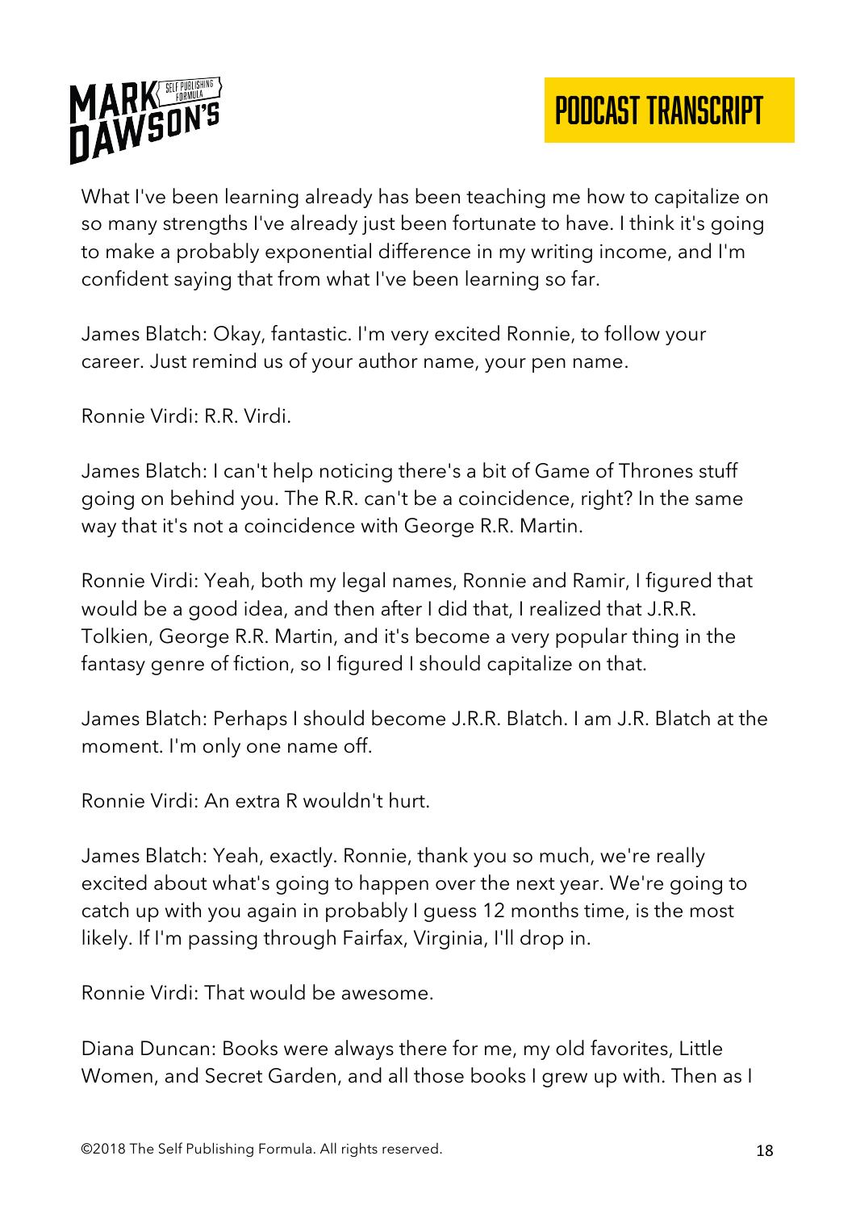What I've been learning already has been teaching me how to capitalize on so many strengths I've already just been fortunate to have. I think it's going to make a probably exponential difference in my writing income, and I'm confident saying that from what I've been learning so far.

James Blatch: Okay, fantastic. I'm very excited Ronnie, to follow your career. Just remind us of your author name, your pen name.

Ronnie Virdi: R.R. Virdi.

James Blatch: I can't help noticing there's a bit of Game of Thrones stuff going on behind you. The R.R. can't be a coincidence, right? In the same way that it's not a coincidence with George R.R. Martin.

Ronnie Virdi: Yeah, both my legal names, Ronnie and Ramir, I figured that would be a good idea, and then after I did that, I realized that J.R.R. Tolkien, George R.R. Martin, and it's become a very popular thing in the fantasy genre of fiction, so I figured I should capitalize on that.

James Blatch: Perhaps I should become J.R.R. Blatch. I am J.R. Blatch at the moment. I'm only one name off.

Ronnie Virdi: An extra R wouldn't hurt.

James Blatch: Yeah, exactly. Ronnie, thank you so much, we're really excited about what's going to happen over the next year. We're going to catch up with you again in probably I guess 12 months time, is the most likely. If I'm passing through Fairfax, Virginia, I'll drop in.

Ronnie Virdi: That would be awesome.

Diana Duncan: Books were always there for me, my old favorites, Little Women, and Secret Garden, and all those books I grew up with. Then as I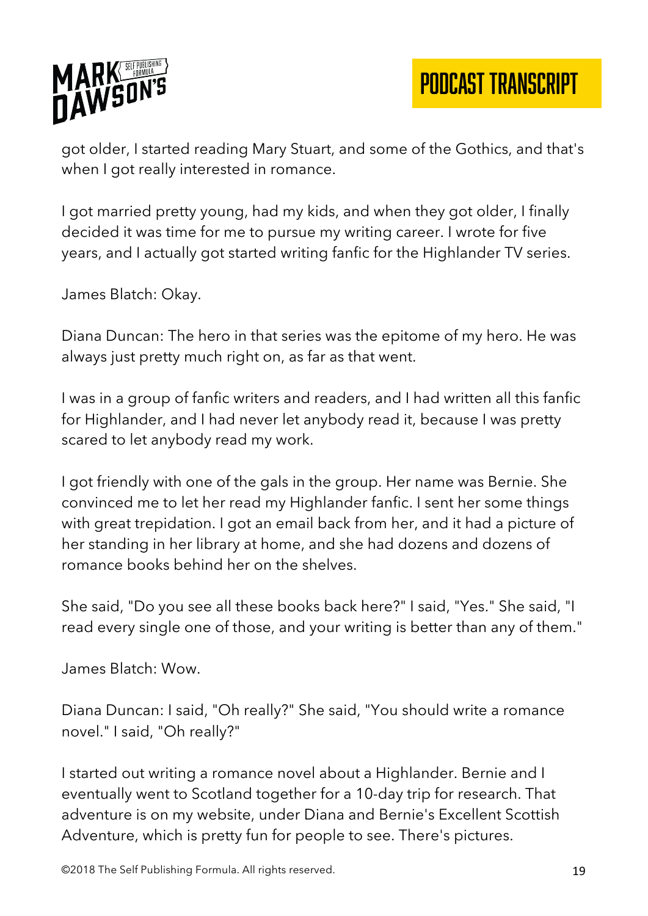got older, I started reading Mary Stuart, and some of the Gothics, and that's when I got really interested in romance.

I got married pretty young, had my kids, and when they got older, I finally decided it was time for me to pursue my writing career. I wrote for five years, and I actually got started writing fanfic for the Highlander TV series.

James Blatch: Okay.

Diana Duncan: The hero in that series was the epitome of my hero. He was always just pretty much right on, as far as that went.

I was in a group of fanfic writers and readers, and I had written all this fanfic for Highlander, and I had never let anybody read it, because I was pretty scared to let anybody read my work.

I got friendly with one of the gals in the group. Her name was Bernie. She convinced me to let her read my Highlander fanfic. I sent her some things with great trepidation. I got an email back from her, and it had a picture of her standing in her library at home, and she had dozens and dozens of romance books behind her on the shelves.

She said, "Do you see all these books back here?" I said, "Yes." She said, "I read every single one of those, and your writing is better than any of them."

James Blatch: Wow.

Diana Duncan: I said, "Oh really?" She said, "You should write a romance novel." I said, "Oh really?"

I started out writing a romance novel about a Highlander. Bernie and I eventually went to Scotland together for a 10-day trip for research. That adventure is on my website, under Diana and Bernie's Excellent Scottish Adventure, which is pretty fun for people to see. There's pictures.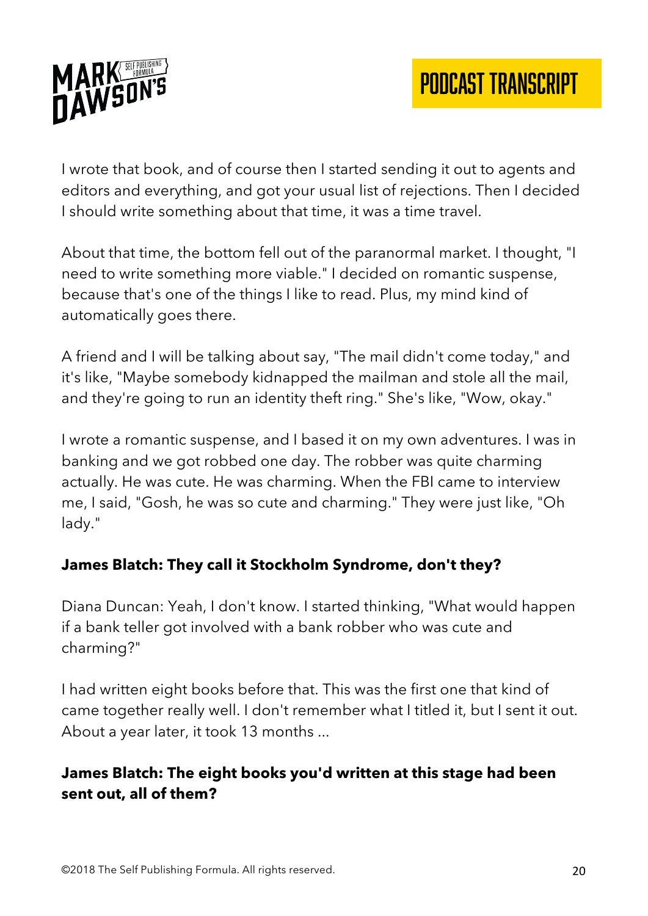I wrote that book, and of course then I started sending it out to agents and editors and everything, and got your usual list of rejections. Then I decided I should write something about that time, it was a time travel.

About that time, the bottom fell out of the paranormal market. I thought, "I need to write something more viable." I decided on romantic suspense, because that's one of the things I like to read. Plus, my mind kind of automatically goes there.

A friend and I will be talking about say, "The mail didn't come today," and it's like, "Maybe somebody kidnapped the mailman and stole all the mail, and they're going to run an identity theft ring." She's like, "Wow, okay."

I wrote a romantic suspense, and I based it on my own adventures. I was in banking and we got robbed one day. The robber was quite charming actually. He was cute. He was charming. When the FBI came to interview me, I said, "Gosh, he was so cute and charming." They were just like, "Oh lady."

**James Blatch: They call it Stockholm Syndrome, don't they?**

Diana Duncan: Yeah, I don't know. I started thinking, "What would happen if a bank teller got involved with a bank robber who was cute and charming?"

I had written eight books before that. This was the first one that kind of came together really well. I don't remember what I titled it, but I sent it out. About a year later, it took 13 months ...

**James Blatch: The eight books you'd written at this stage had been sent out, all of them?**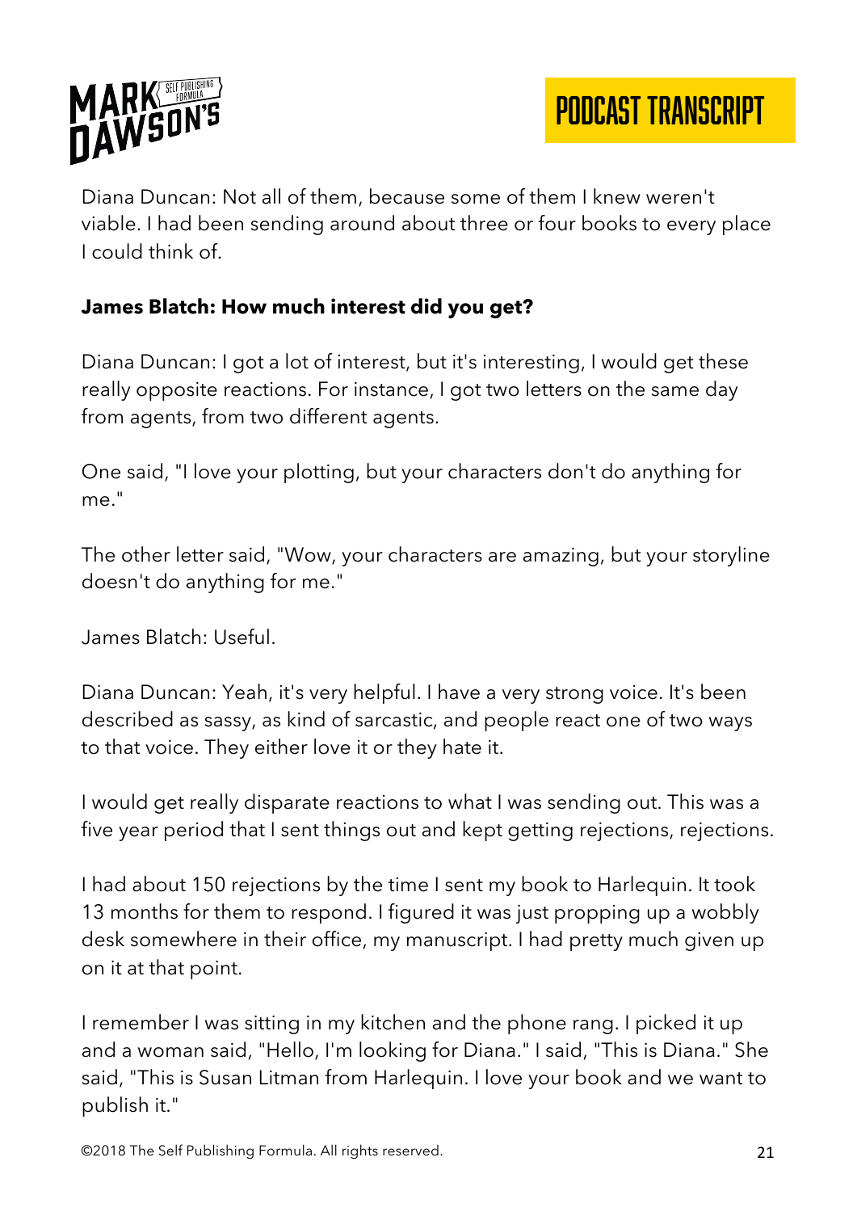Diana Duncan: Not all of them, because some of them I knew weren't viable. I had been sending around about three or four books to every place I could think of.

**James Blatch: How much interest did you get?**

Diana Duncan: I got a lot of interest, but it's interesting, I would get these really opposite reactions. For instance, I got two letters on the same day from agents, from two different agents.

One said, "I love your plotting, but your characters don't do anything for me."

The other letter said, "Wow, your characters are amazing, but your storyline doesn't do anything for me."

James Blatch: Useful.

Diana Duncan: Yeah, it's very helpful. I have a very strong voice. It's been described as sassy, as kind of sarcastic, and people react one of two ways to that voice. They either love it or they hate it.

I would get really disparate reactions to what I was sending out. This was a five year period that I sent things out and kept getting rejections, rejections.

I had about 150 rejections by the time I sent my book to Harlequin. It took 13 months for them to respond. I figured it was just propping up a wobbly desk somewhere in their office, my manuscript. I had pretty much given up on it at that point.

I remember I was sitting in my kitchen and the phone rang. I picked it up and a woman said, "Hello, I'm looking for Diana." I said, "This is Diana." She said, "This is Susan Litman from Harlequin. I love your book and we want to publish it."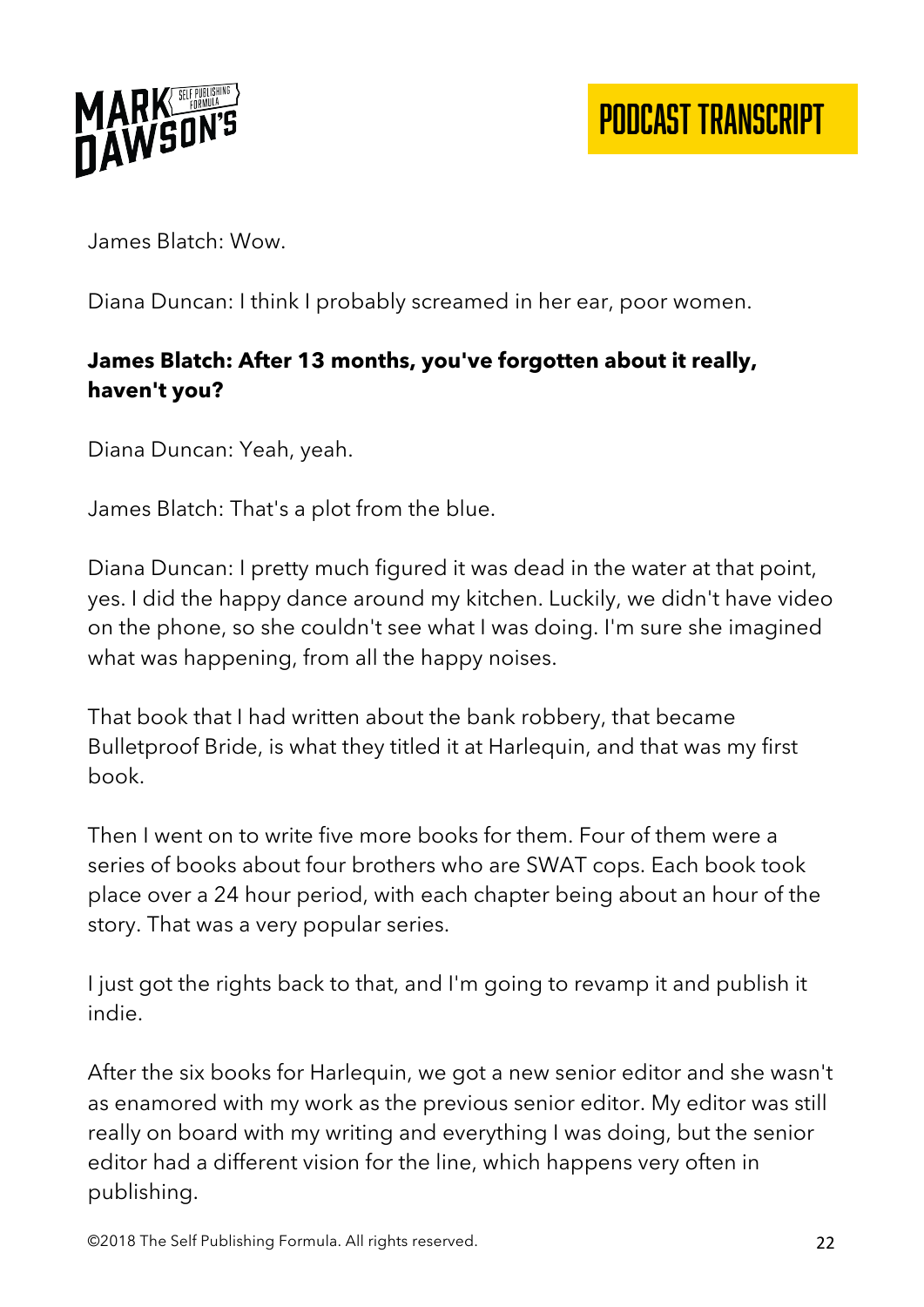James Blatch: Wow.

Diana Duncan: I think I probably screamed in her ear, poor women.

**James Blatch: After 13 months, you've forgotten about it really, haven't you?**

Diana Duncan: Yeah, yeah.

James Blatch: That's a plot from the blue.

Diana Duncan: I pretty much figured it was dead in the water at that point, yes. I did the happy dance around my kitchen. Luckily, we didn't have video on the phone, so she couldn't see what I was doing. I'm sure she imagined what was happening, from all the happy noises.

That book that I had written about the bank robbery, that became Bulletproof Bride, is what they titled it at Harlequin, and that was my first book.

Then I went on to write five more books for them. Four of them were a series of books about four brothers who are SWAT cops. Each book took place over a 24 hour period, with each chapter being about an hour of the story. That was a very popular series.

I just got the rights back to that, and I'm going to revamp it and publish it indie.

After the six books for Harlequin, we got a new senior editor and she wasn't as enamored with my work as the previous senior editor. My editor was still really on board with my writing and everything I was doing, but the senior editor had a different vision for the line, which happens very often in publishing.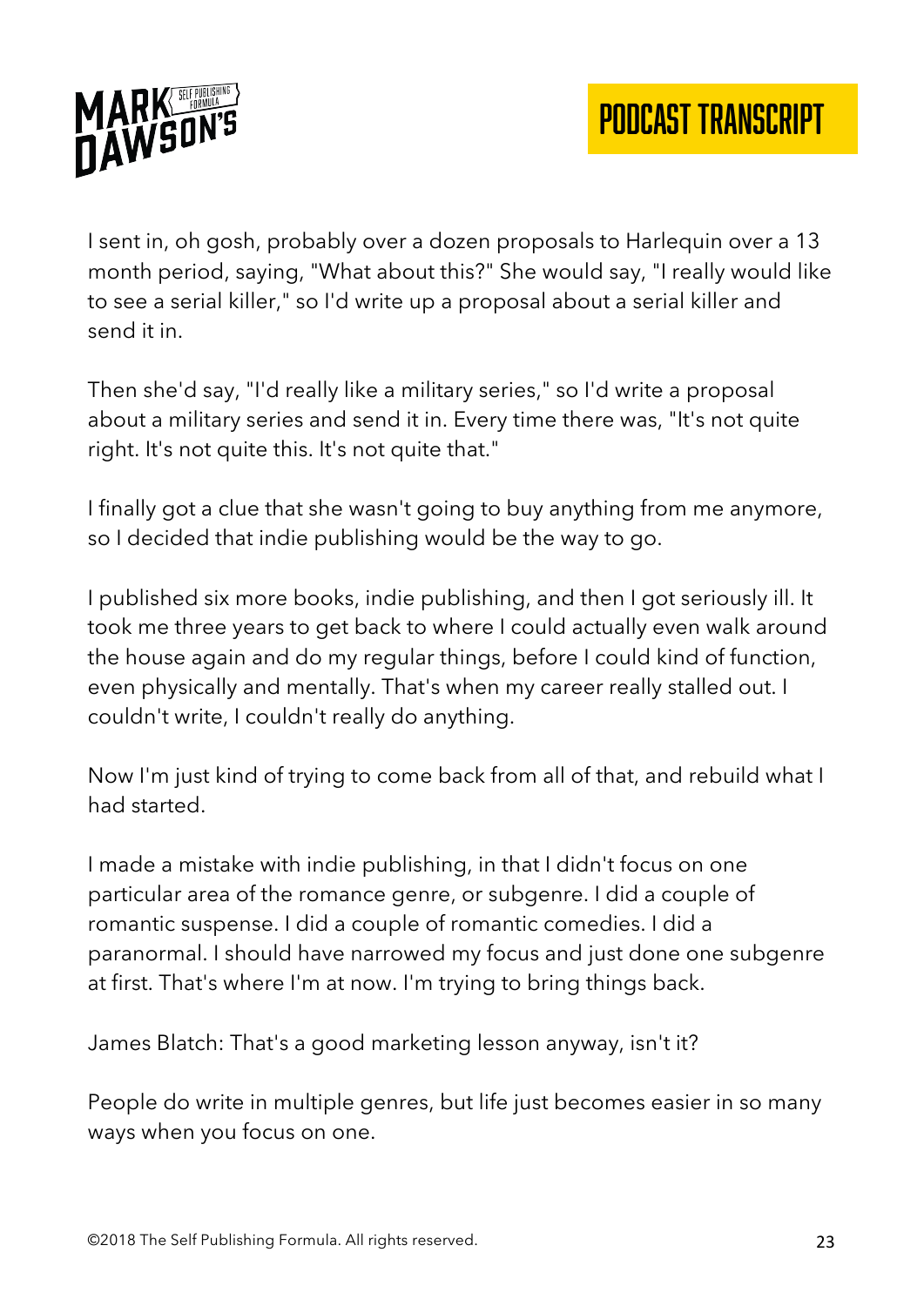I sent in, oh gosh, probably over a dozen proposals to Harlequin over a 13 month period, saying, "What about this?" She would say, "I really would like to see a serial killer," so I'd write up a proposal about a serial killer and send it in.

Then she'd say, "I'd really like a military series," so I'd write a proposal about a military series and send it in. Every time there was, "It's not quite right. It's not quite this. It's not quite that."

I finally got a clue that she wasn't going to buy anything from me anymore, so I decided that indie publishing would be the way to go.

I published six more books, indie publishing, and then I got seriously ill. It took me three years to get back to where I could actually even walk around the house again and do my regular things, before I could kind of function, even physically and mentally. That's when my career really stalled out. I couldn't write, I couldn't really do anything.

Now I'm just kind of trying to come back from all of that, and rebuild what I had started.

I made a mistake with indie publishing, in that I didn't focus on one particular area of the romance genre, or subgenre. I did a couple of romantic suspense. I did a couple of romantic comedies. I did a paranormal. I should have narrowed my focus and just done one subgenre at first. That's where I'm at now. I'm trying to bring things back.

James Blatch: That's a good marketing lesson anyway, isn't it?

People do write in multiple genres, but life just becomes easier in so many ways when you focus on one.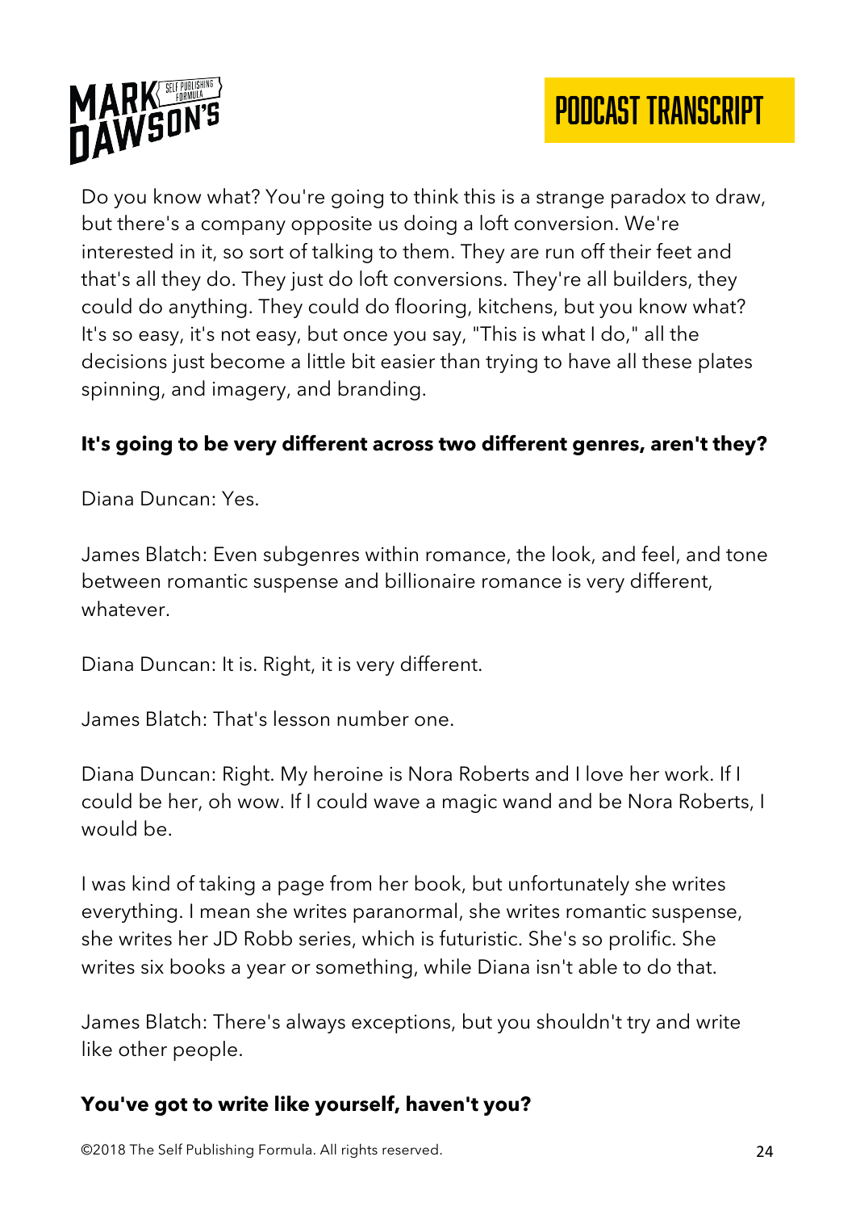Do you know what? You're going to think this is a strange paradox to draw, but there's a company opposite us doing a loft conversion. We're interested in it, so sort of talking to them. They are run off their feet and that's all they do. They just do loft conversions. They're all builders, they could do anything. They could do flooring, kitchens, but you know what? It's so easy, it's not easy, but once you say, "This is what I do," all the decisions just become a little bit easier than trying to have all these plates spinning, and imagery, and branding.

**It's going to be very different across two different genres, aren't they?**

Diana Duncan: Yes.

James Blatch: Even subgenres within romance, the look, and feel, and tone between romantic suspense and billionaire romance is very different, whatever.

Diana Duncan: It is. Right, it is very different.

James Blatch: That's lesson number one.

Diana Duncan: Right. My heroine is Nora Roberts and I love her work. If I could be her, oh wow. If I could wave a magic wand and be Nora Roberts, I would be.

I was kind of taking a page from her book, but unfortunately she writes everything. I mean she writes paranormal, she writes romantic suspense, she writes her JD Robb series, which is futuristic. She's so prolific. She writes six books a year or something, while Diana isn't able to do that.

James Blatch: There's always exceptions, but you shouldn't try and write like other people.

**You've got to write like yourself, haven't you?**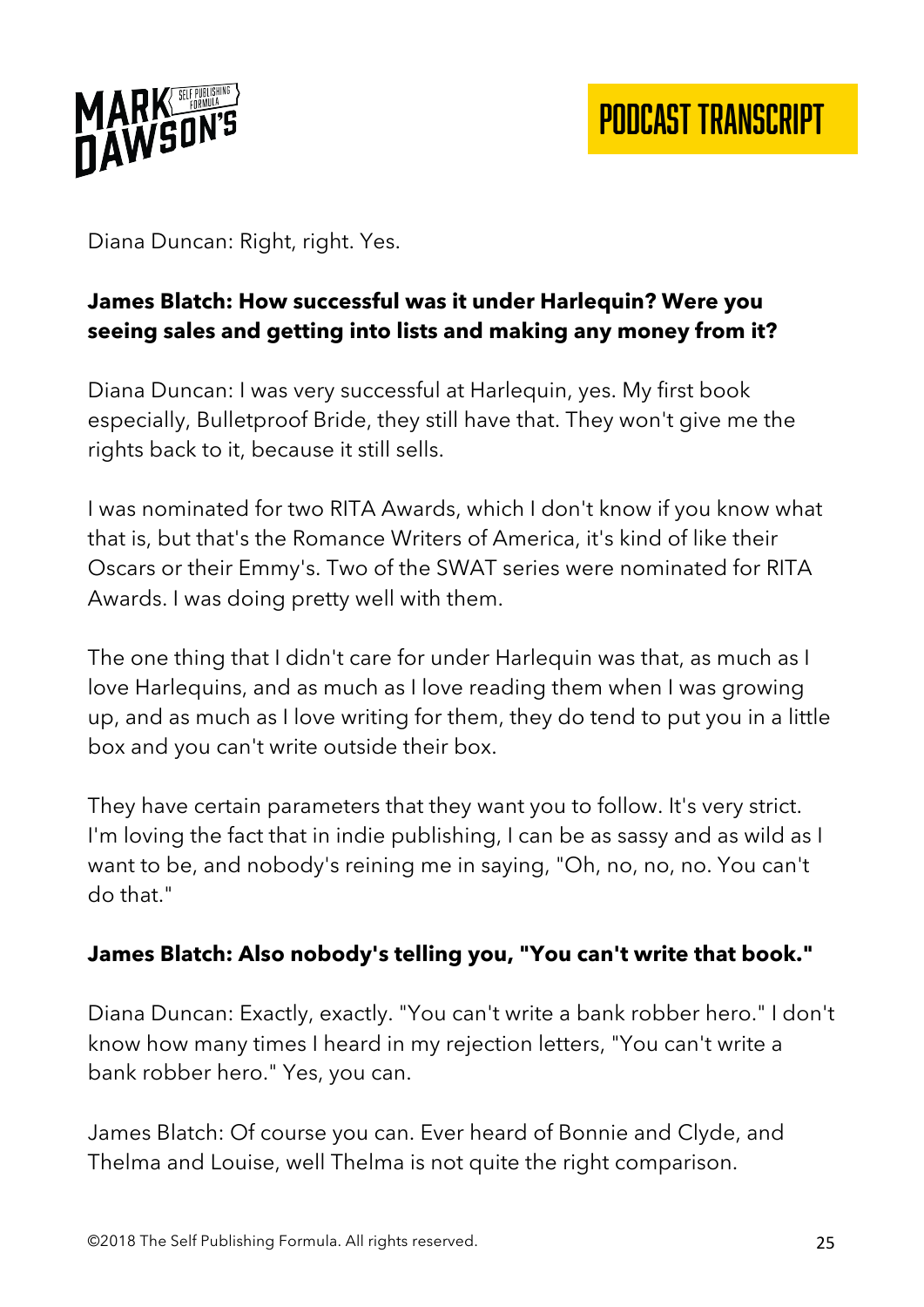Diana Duncan: Right, right. Yes.

**James Blatch: How successful was it under Harlequin? Were you seeing sales and getting into lists and making any money from it?**

Diana Duncan: I was very successful at Harlequin, yes. My first book especially, Bulletproof Bride, they still have that. They won't give me the rights back to it, because it still sells.

I was nominated for two RITA Awards, which I don't know if you know what that is, but that's the Romance Writers of America, it's kind of like their Oscars or their Emmy's. Two of the SWAT series were nominated for RITA Awards. I was doing pretty well with them.

The one thing that I didn't care for under Harlequin was that, as much as I love Harlequins, and as much as I love reading them when I was growing up, and as much as I love writing for them, they do tend to put you in a little box and you can't write outside their box.

They have certain parameters that they want you to follow. It's very strict. I'm loving the fact that in indie publishing, I can be as sassy and as wild as I want to be, and nobody's reining me in saying, "Oh, no, no, no. You can't do that."

**James Blatch: Also nobody's telling you, "You can't write that book."**

Diana Duncan: Exactly, exactly. "You can't write a bank robber hero." I don't know how many times I heard in my rejection letters, "You can't write a bank robber hero." Yes, you can.

James Blatch: Of course you can. Ever heard of Bonnie and Clyde, and Thelma and Louise, well Thelma is not quite the right comparison.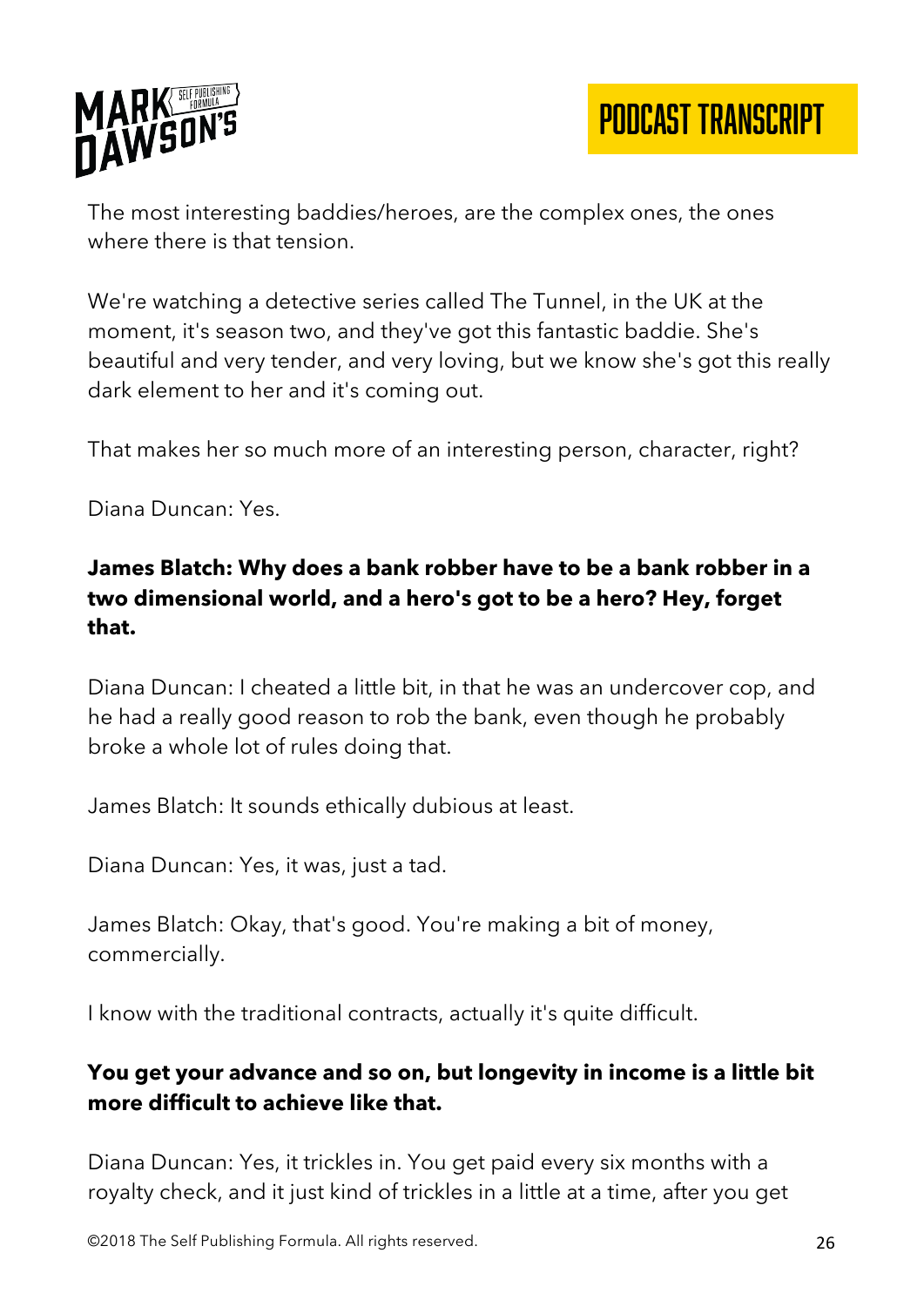The most interesting baddies/heroes, are the complex ones, the ones where there is that tension.

We're watching a detective series called The Tunnel, in the UK at the moment, it's season two, and they've got this fantastic baddie. She's beautiful and very tender, and very loving, but we know she's got this really dark element to her and it's coming out.

That makes her so much more of an interesting person, character, right?

Diana Duncan: Yes.

**James Blatch: Why does a bank robber have to be a bank robber in a two dimensional world, and a hero's got to be a hero? Hey, forget that.**

Diana Duncan: I cheated a little bit, in that he was an undercover cop, and he had a really good reason to rob the bank, even though he probably broke a whole lot of rules doing that.

James Blatch: It sounds ethically dubious at least.

Diana Duncan: Yes, it was, just a tad.

James Blatch: Okay, that's good. You're making a bit of money, commercially.

I know with the traditional contracts, actually it's quite difficult.

**You get your advance and so on, but longevity in income is a little bit more difficult to achieve like that.**

Diana Duncan: Yes, it trickles in. You get paid every six months with a royalty check, and it just kind of trickles in a little at a time, after you get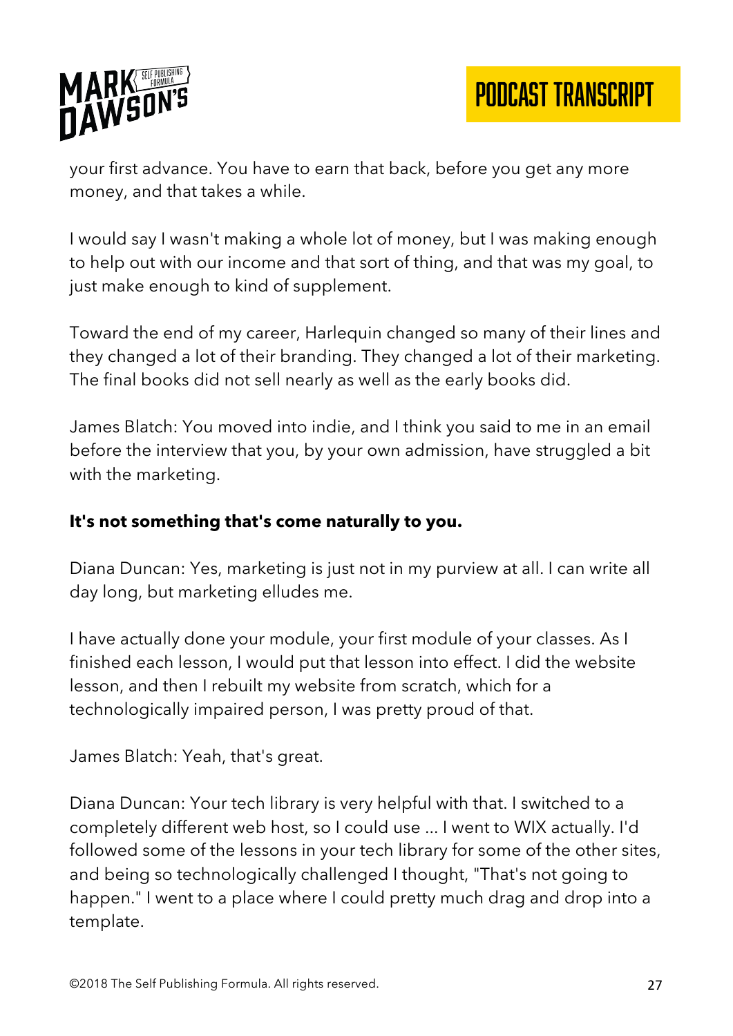your first advance. You have to earn that back, before you get any more money, and that takes a while.

I would say I wasn't making a whole lot of money, but I was making enough to help out with our income and that sort of thing, and that was my goal, to just make enough to kind of supplement.

Toward the end of my career, Harlequin changed so many of their lines and they changed a lot of their branding. They changed a lot of their marketing. The final books did not sell nearly as well as the early books did.

James Blatch: You moved into indie, and I think you said to me in an email before the interview that you, by your own admission, have struggled a bit with the marketing.

**It's not something that's come naturally to you.**

Diana Duncan: Yes, marketing is just not in my purview at all. I can write all day long, but marketing elludes me.

I have actually done your module, your first module of your classes. As I finished each lesson, I would put that lesson into effect. I did the website lesson, and then I rebuilt my website from scratch, which for a technologically impaired person, I was pretty proud of that.

James Blatch: Yeah, that's great.

Diana Duncan: Your tech library is very helpful with that. I switched to a completely different web host, so I could use ... I went to WIX actually. I'd followed some of the lessons in your tech library for some of the other sites, and being so technologically challenged I thought, "That's not going to happen." I went to a place where I could pretty much drag and drop into a template.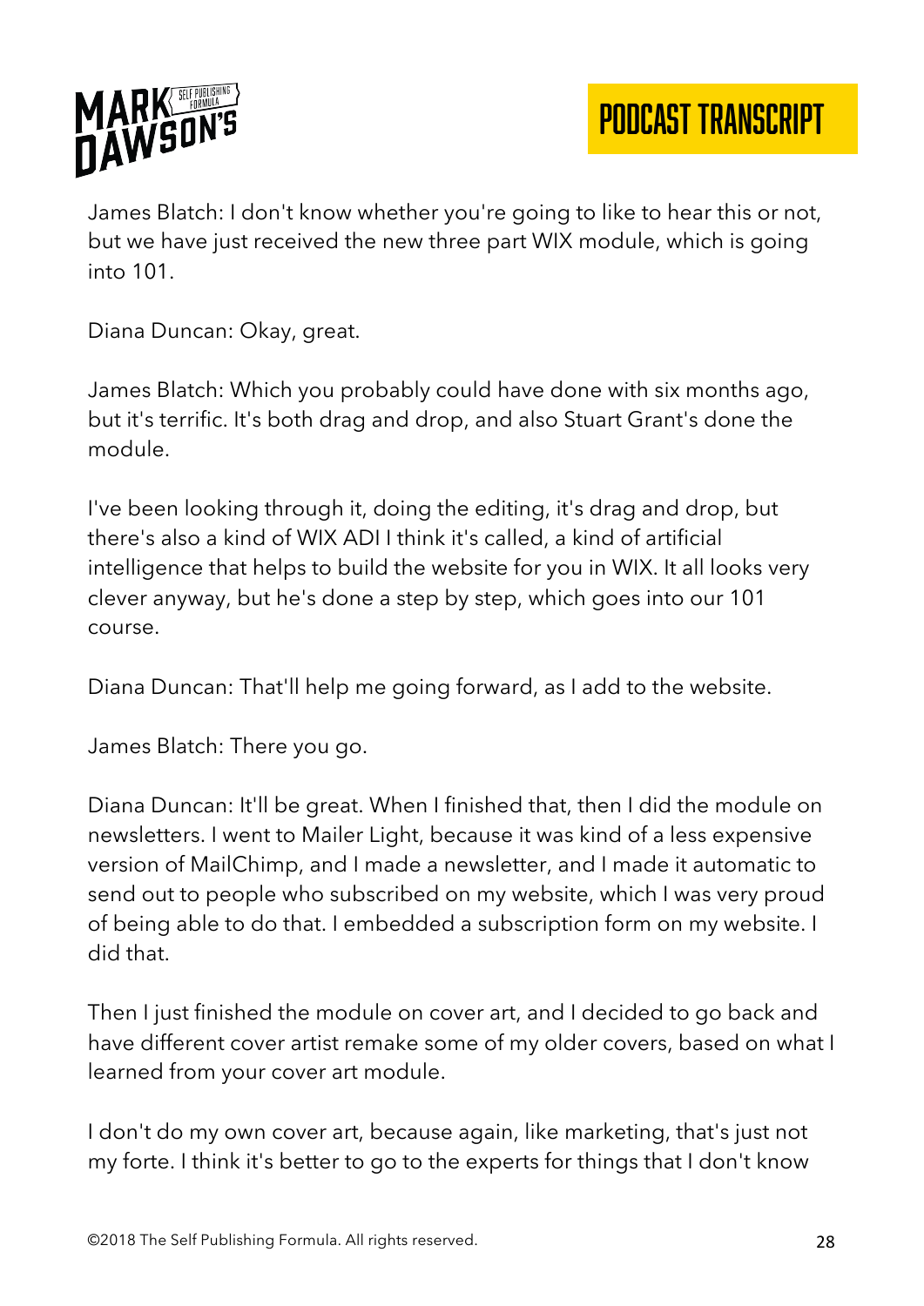James Blatch: I don't know whether you're going to like to hear this or not, but we have just received the new three part WIX module, which is going into 101.

Diana Duncan: Okay, great.

James Blatch: Which you probably could have done with six months ago, but it's terrific. It's both drag and drop, and also Stuart Grant's done the module.

I've been looking through it, doing the editing, it's drag and drop, but there's also a kind of WIX ADI I think it's called, a kind of artificial intelligence that helps to build the website for you in WIX. It all looks very clever anyway, but he's done a step by step, which goes into our 101 course.

Diana Duncan: That'll help me going forward, as I add to the website.

James Blatch: There you go.

Diana Duncan: It'll be great. When I finished that, then I did the module on newsletters. I went to Mailer Light, because it was kind of a less expensive version of MailChimp, and I made a newsletter, and I made it automatic to send out to people who subscribed on my website, which I was very proud of being able to do that. I embedded a subscription form on my website. I did that.

Then I just finished the module on cover art, and I decided to go back and have different cover artist remake some of my older covers, based on what I learned from your cover art module.

I don't do my own cover art, because again, like marketing, that's just not my forte. I think it's better to go to the experts for things that I don't know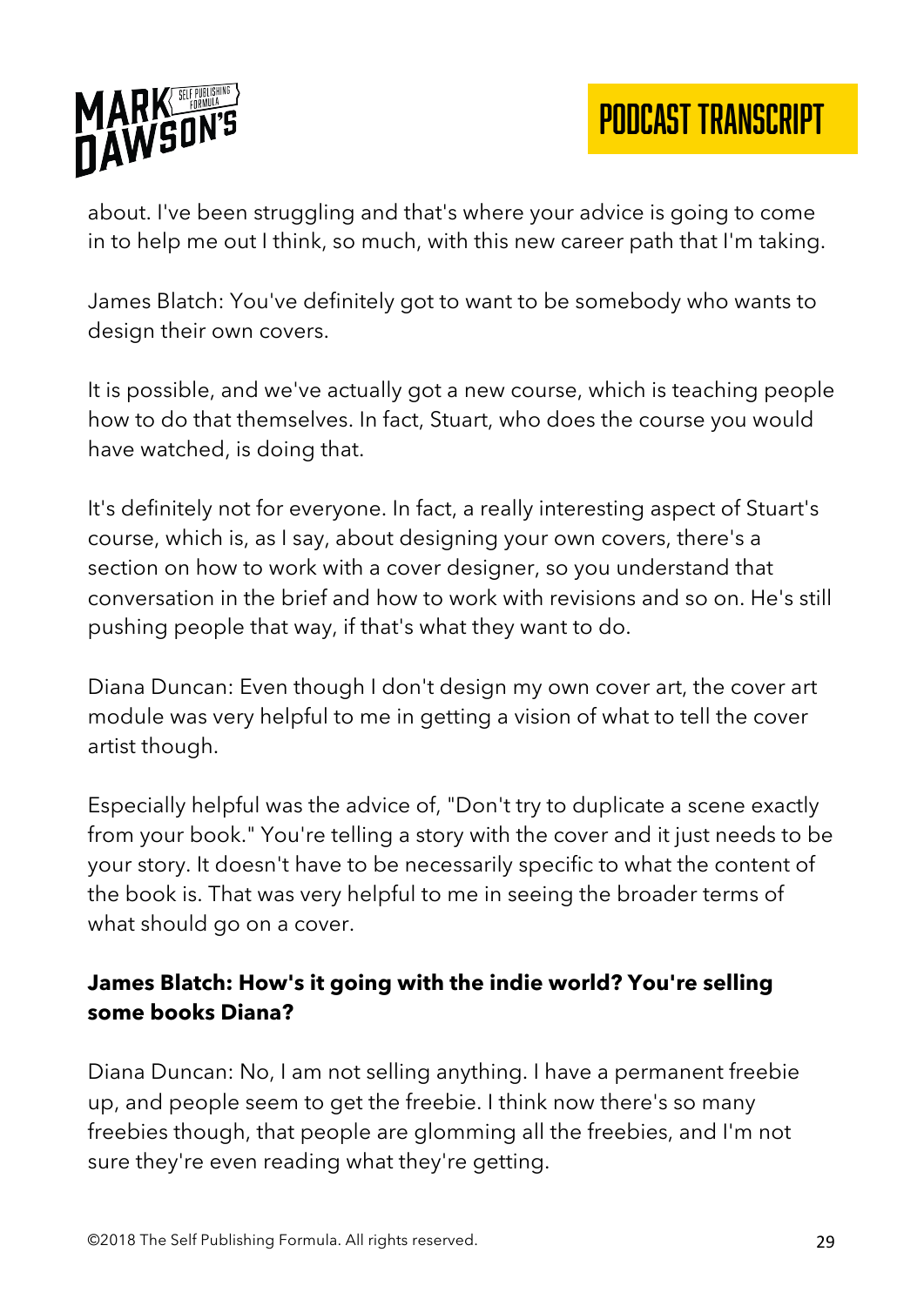about. I've been struggling and that's where your advice is going to come in to help me out I think, so much, with this new career path that I'm taking.

James Blatch: You've definitely got to want to be somebody who wants to design their own covers.

It is possible, and we've actually got a new course, which is teaching people how to do that themselves. In fact, Stuart, who does the course you would have watched, is doing that.

It's definitely not for everyone. In fact, a really interesting aspect of Stuart's course, which is, as I say, about designing your own covers, there's a section on how to work with a cover designer, so you understand that conversation in the brief and how to work with revisions and so on. He's still pushing people that way, if that's what they want to do.

Diana Duncan: Even though I don't design my own cover art, the cover art module was very helpful to me in getting a vision of what to tell the cover artist though.

Especially helpful was the advice of, "Don't try to duplicate a scene exactly from your book." You're telling a story with the cover and it just needs to be your story. It doesn't have to be necessarily specific to what the content of the book is. That was very helpful to me in seeing the broader terms of what should go on a cover.

**James Blatch: How's it going with the indie world? You're selling some books Diana?**

Diana Duncan: No, I am not selling anything. I have a permanent freebie up, and people seem to get the freebie. I think now there's so many freebies though, that people are glomming all the freebies, and I'm not sure they're even reading what they're getting.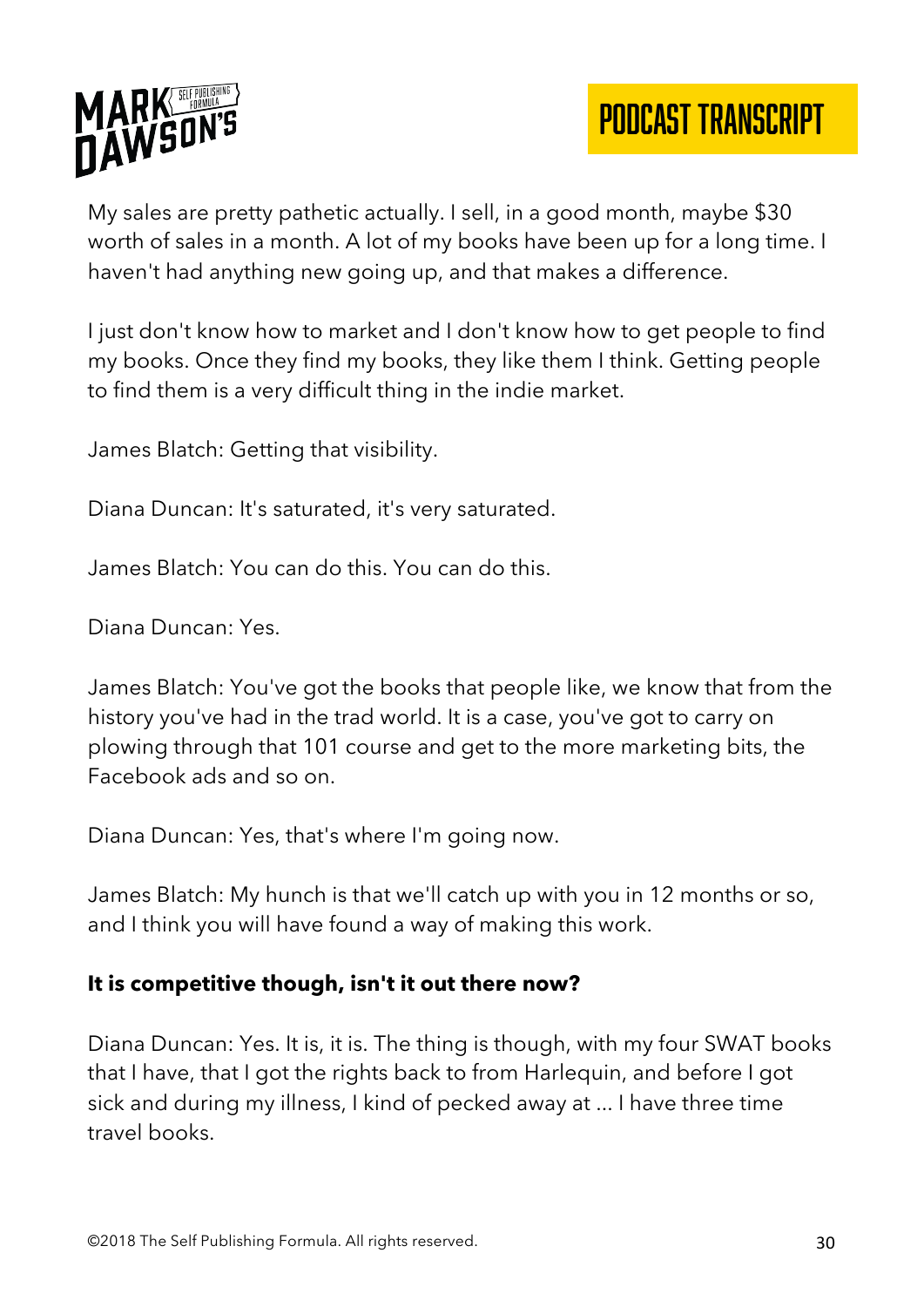My sales are pretty pathetic actually. I sell, in a good month, maybe $30 worth of sales in a month. A lot of my books have been up for a long time. I haven't had anything new going up, and that makes a difference.

I just don't know how to market and I don't know how to get people to find my books. Once they find my books, they like them I think. Getting people to find them is a very difficult thing in the indie market.

James Blatch: Getting that visibility.

Diana Duncan: It's saturated, it's very saturated.

James Blatch: You can do this. You can do this.

Diana Duncan: Yes.

James Blatch: You've got the books that people like, we know that from the history you've had in the trad world. It is a case, you've got to carry on plowing through that 101 course and get to the more marketing bits, the Facebook ads and so on.

Diana Duncan: Yes, that's where I'm going now.

James Blatch: My hunch is that we'll catch up with you in 12 months or so, and I think you will have found a way of making this work.

**It is competitive though, isn't it out there now?**

Diana Duncan: Yes. It is, it is. The thing is though, with my four SWAT books that I have, that I got the rights back to from Harlequin, and before I got sick and during my illness, I kind of pecked away at ... I have three time travel books.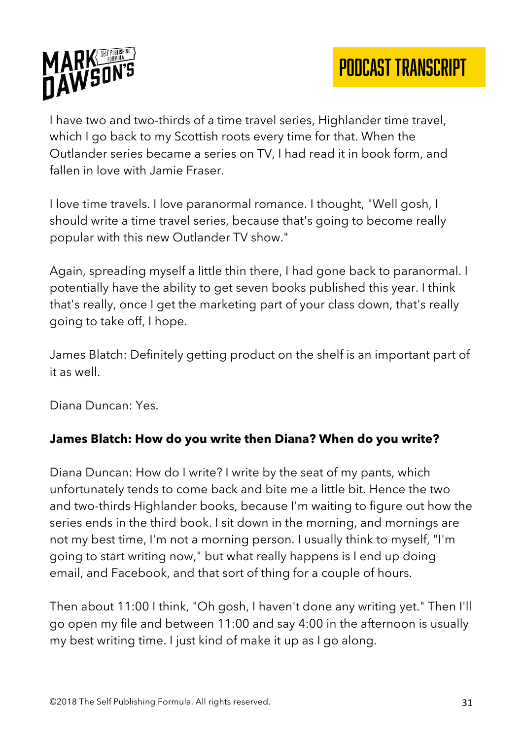I have two and two-thirds of a time travel series, Highlander time travel, which I go back to my Scottish roots every time for that. When the Outlander series became a series on TV, I had read it in book form, and fallen in love with Jamie Fraser.

I love time travels. I love paranormal romance. I thought, "Well gosh, I should write a time travel series, because that's going to become really popular with this new Outlander TV show."

Again, spreading myself a little thin there, I had gone back to paranormal. I potentially have the ability to get seven books published this year. I think that's really, once I get the marketing part of your class down, that's really going to take off, I hope.

James Blatch: Definitely getting product on the shelf is an important part of it as well.

Diana Duncan: Yes.

**James Blatch: How do you write then Diana? When do you write?**

Diana Duncan: How do I write? I write by the seat of my pants, which unfortunately tends to come back and bite me a little bit. Hence the two and two-thirds Highlander books, because I'm waiting to figure out how the series ends in the third book. I sit down in the morning, and mornings are not my best time, I'm not a morning person. I usually think to myself, "I'm going to start writing now," but what really happens is I end up doing email, and Facebook, and that sort of thing for a couple of hours.

Then about 11:00 I think, "Oh gosh, I haven't done any writing yet." Then I'll go open my file and between 11:00 and say 4:00 in the afternoon is usually my best writing time. I just kind of make it up as I go along.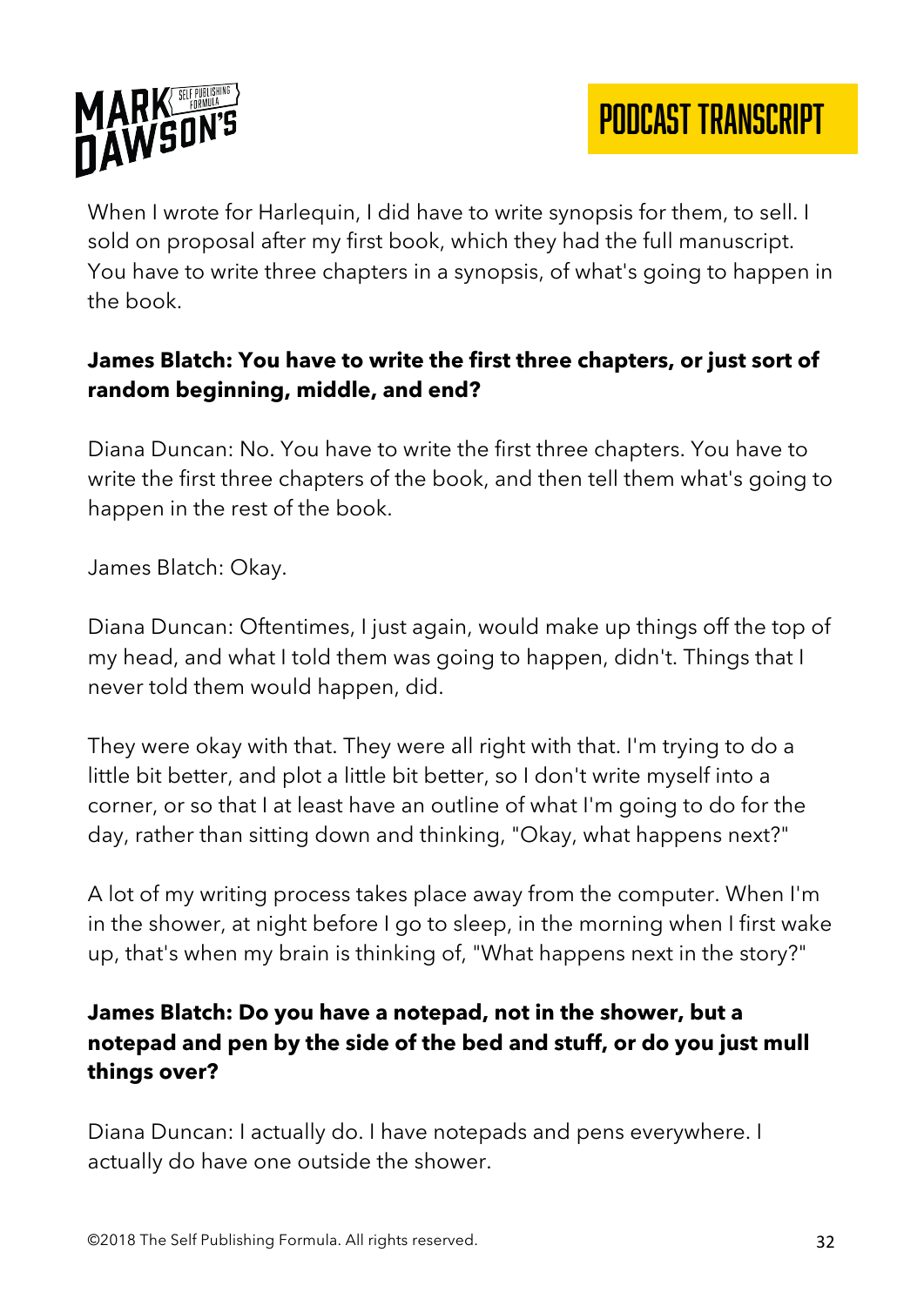When I wrote for Harlequin, I did have to write synopsis for them, to sell. I sold on proposal after my first book, which they had the full manuscript. You have to write three chapters in a synopsis, of what's going to happen in the book.

**James Blatch: You have to write the first three chapters, or just sort of random beginning, middle, and end?**

Diana Duncan: No. You have to write the first three chapters. You have to write the first three chapters of the book, and then tell them what's going to happen in the rest of the book.

James Blatch: Okay.

Diana Duncan: Oftentimes, I just again, would make up things off the top of my head, and what I told them was going to happen, didn't. Things that I never told them would happen, did.

They were okay with that. They were all right with that. I'm trying to do a little bit better, and plot a little bit better, so I don't write myself into a corner, or so that I at least have an outline of what I'm going to do for the day, rather than sitting down and thinking, "Okay, what happens next?"

A lot of my writing process takes place away from the computer. When I'm in the shower, at night before I go to sleep, in the morning when I first wake up, that's when my brain is thinking of, "What happens next in the story?"

**James Blatch: Do you have a notepad, not in the shower, but a notepad and pen by the side of the bed and stuff, or do you just mull things over?**

Diana Duncan: I actually do. I have notepads and pens everywhere. I actually do have one outside the shower.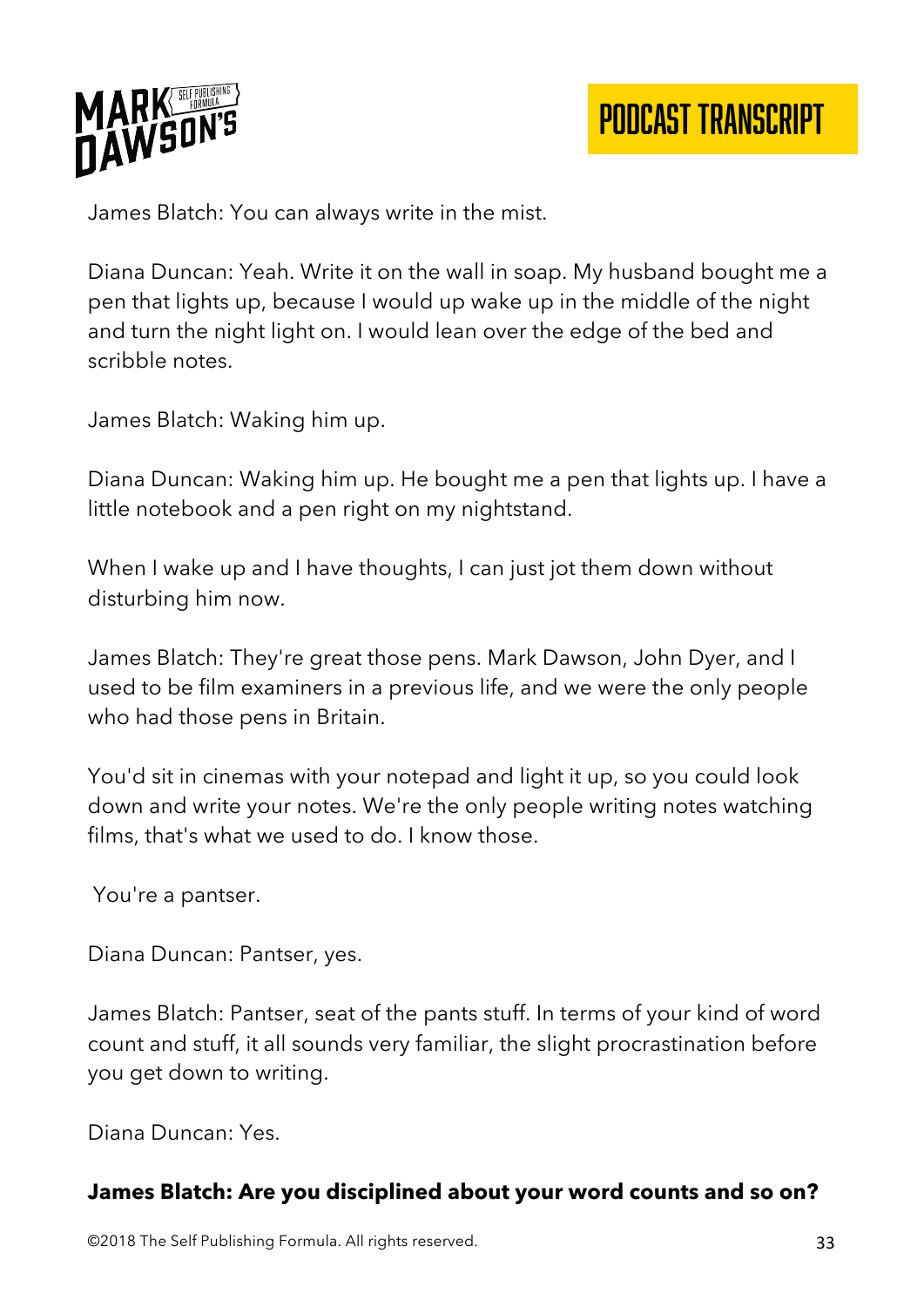James Blatch: You can always write in the mist.

Diana Duncan: Yeah. Write it on the wall in soap. My husband bought me a pen that lights up, because I would up wake up in the middle of the night and turn the night light on. I would lean over the edge of the bed and scribble notes.

James Blatch: Waking him up.

Diana Duncan: Waking him up. He bought me a pen that lights up. I have a little notebook and a pen right on my nightstand.

When I wake up and I have thoughts, I can just jot them down without disturbing him now.

James Blatch: They're great those pens. Mark Dawson, John Dyer, and I used to be film examiners in a previous life, and we were the only people who had those pens in Britain.

You'd sit in cinemas with your notepad and light it up, so you could look down and write your notes. We're the only people writing notes watching films, that's what we used to do. I know those.

You're a pantser.

Diana Duncan: Pantser, yes.

James Blatch: Pantser, seat of the pants stuff. In terms of your kind of word count and stuff, it all sounds very familiar, the slight procrastination before you get down to writing.

Diana Duncan: Yes.

**James Blatch: Are you disciplined about your word counts and so on?**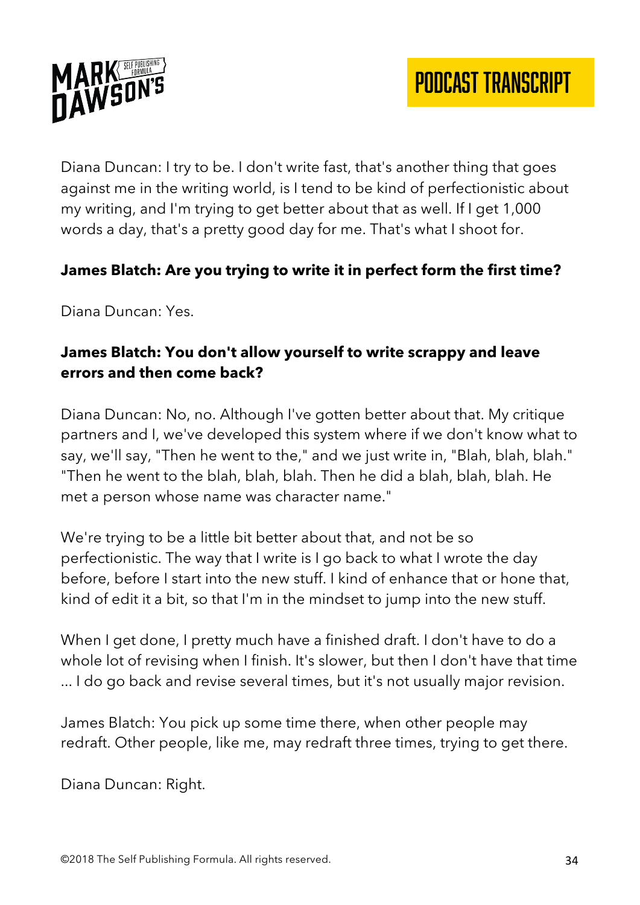Diana Duncan: I try to be. I don't write fast, that's another thing that goes against me in the writing world, is I tend to be kind of perfectionistic about my writing, and I'm trying to get better about that as well. If I get 1,000 words a day, that's a pretty good day for me. That's what I shoot for.

**James Blatch: Are you trying to write it in perfect form the first time?**

Diana Duncan: Yes.

**James Blatch: You don't allow yourself to write scrappy and leave errors and then come back?**

Diana Duncan: No, no. Although I've gotten better about that. My critique partners and I, we've developed this system where if we don't know what to say, we'll say, "Then he went to the," and we just write in, "Blah, blah, blah." "Then he went to the blah, blah, blah. Then he did a blah, blah, blah. He met a person whose name was character name."

We're trying to be a little bit better about that, and not be so perfectionistic. The way that I write is I go back to what I wrote the day before, before I start into the new stuff. I kind of enhance that or hone that, kind of edit it a bit, so that I'm in the mindset to jump into the new stuff.

When I get done, I pretty much have a finished draft. I don't have to do a whole lot of revising when I finish. It's slower, but then I don't have that time ... I do go back and revise several times, but it's not usually major revision.

James Blatch: You pick up some time there, when other people may redraft. Other people, like me, may redraft three times, trying to get there.

Diana Duncan: Right.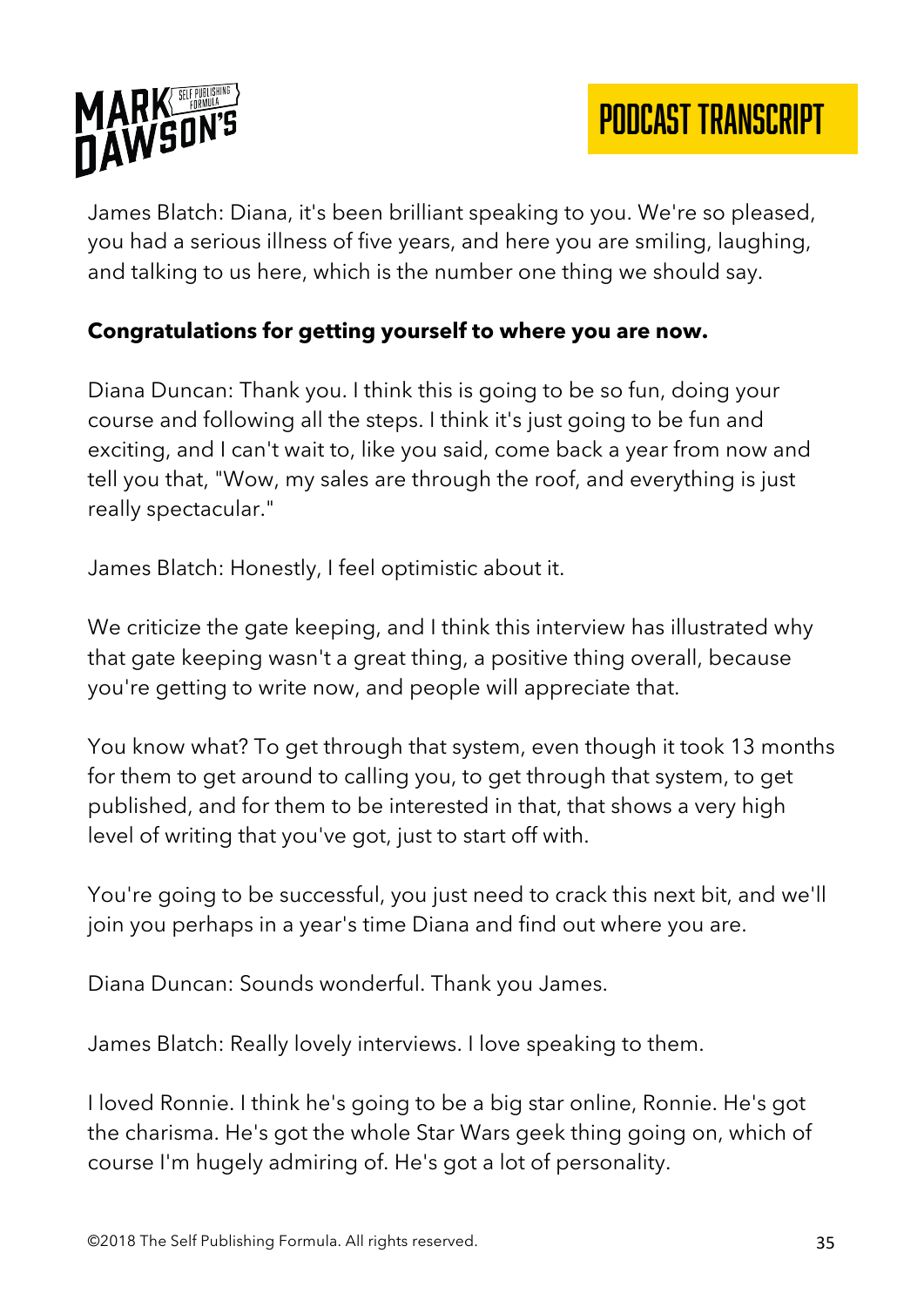James Blatch: Diana, it's been brilliant speaking to you. We're so pleased, you had a serious illness of five years, and here you are smiling, laughing, and talking to us here, which is the number one thing we should say.

**Congratulations for getting yourself to where you are now.**

Diana Duncan: Thank you. I think this is going to be so fun, doing your course and following all the steps. I think it's just going to be fun and exciting, and I can't wait to, like you said, come back a year from now and tell you that, "Wow, my sales are through the roof, and everything is just really spectacular."

James Blatch: Honestly, I feel optimistic about it.

We criticize the gate keeping, and I think this interview has illustrated why that gate keeping wasn't a great thing, a positive thing overall, because you're getting to write now, and people will appreciate that.

You know what? To get through that system, even though it took 13 months for them to get around to calling you, to get through that system, to get published, and for them to be interested in that, that shows a very high level of writing that you've got, just to start off with.

You're going to be successful, you just need to crack this next bit, and we'll join you perhaps in a year's time Diana and find out where you are.

Diana Duncan: Sounds wonderful. Thank you James.

James Blatch: Really lovely interviews. I love speaking to them.

I loved Ronnie. I think he's going to be a big star online, Ronnie. He's got the charisma. He's got the whole Star Wars geek thing going on, which of course I'm hugely admiring of. He's got a lot of personality.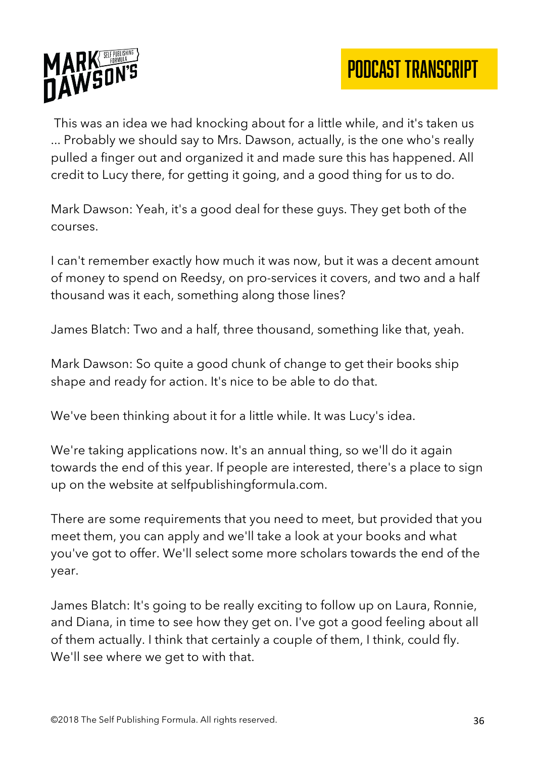This was an idea we had knocking about for a little while, and it's taken us ... Probably we should say to Mrs. Dawson, actually, is the one who's really pulled a finger out and organized it and made sure this has happened. All credit to Lucy there, for getting it going, and a good thing for us to do.

Mark Dawson: Yeah, it's a good deal for these guys. They get both of the courses.

I can't remember exactly how much it was now, but it was a decent amount of money to spend on Reedsy, on pro-services it covers, and two and a half thousand was it each, something along those lines?

James Blatch: Two and a half, three thousand, something like that, yeah.

Mark Dawson: So quite a good chunk of change to get their books ship shape and ready for action. It's nice to be able to do that.

We've been thinking about it for a little while. It was Lucy's idea.

We're taking applications now. It's an annual thing, so we'll do it again towards the end of this year. If people are interested, there's a place to sign up on the website at selfpublishingformula.com.

There are some requirements that you need to meet, but provided that you meet them, you can apply and we'll take a look at your books and what you've got to offer. We'll select some more scholars towards the end of the year.

James Blatch: It's going to be really exciting to follow up on Laura, Ronnie, and Diana, in time to see how they get on. I've got a good feeling about all of them actually. I think that certainly a couple of them, I think, could fly. We'll see where we get to with that.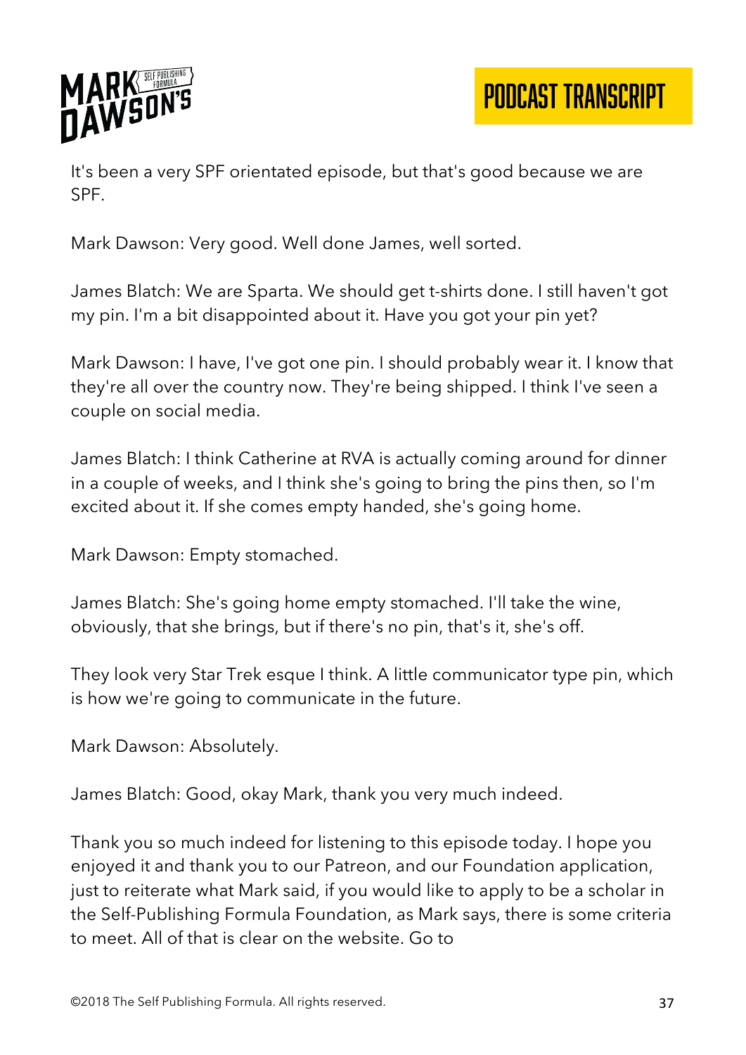It's been a very SPF orientated episode, but that's good because we are SPF.

Mark Dawson: Very good. Well done James, well sorted.

James Blatch: We are Sparta. We should get t-shirts done. I still haven't got my pin. I'm a bit disappointed about it. Have you got your pin yet?

Mark Dawson: I have, I've got one pin. I should probably wear it. I know that they're all over the country now. They're being shipped. I think I've seen a couple on social media.

James Blatch: I think Catherine at RVA is actually coming around for dinner in a couple of weeks, and I think she's going to bring the pins then, so I'm excited about it. If she comes empty handed, she's going home.

Mark Dawson: Empty stomached.

James Blatch: She's going home empty stomached. I'll take the wine, obviously, that she brings, but if there's no pin, that's it, she's off.

They look very Star Trek esque I think. A little communicator type pin, which is how we're going to communicate in the future.

Mark Dawson: Absolutely.

James Blatch: Good, okay Mark, thank you very much indeed.

Thank you so much indeed for listening to this episode today. I hope you enjoyed it and thank you to our Patreon, and our Foundation application, just to reiterate what Mark said, if you would like to apply to be a scholar in the Self-Publishing Formula Foundation, as Mark says, there is some criteria to meet. All of that is clear on the website. Go to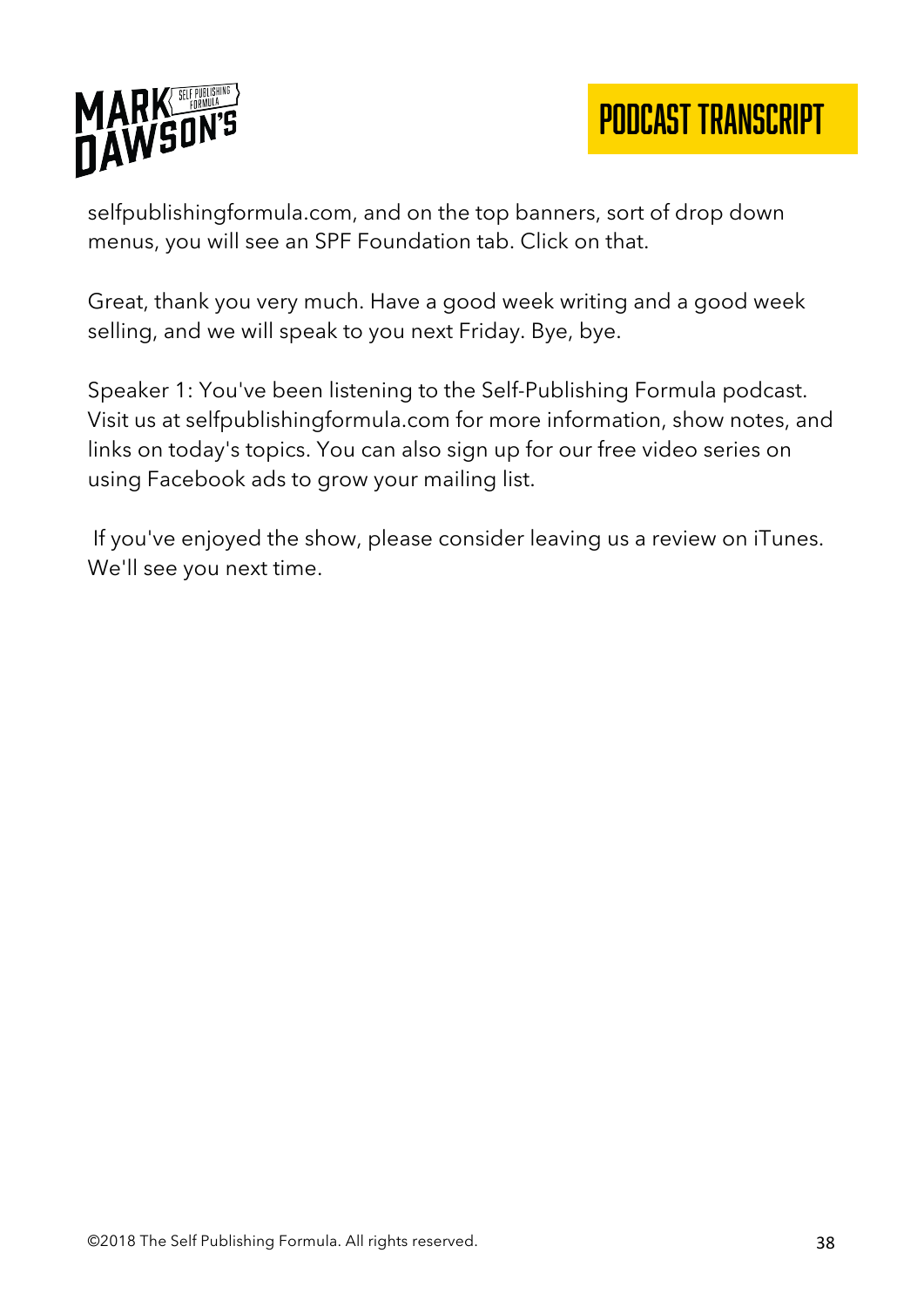selfpublishingformula.com, and on the top banners, sort of drop down menus, you will see an SPF Foundation tab. Click on that.

Great, thank you very much. Have a good week writing and a good week selling, and we will speak to you next Friday. Bye, bye.

Speaker 1: You've been listening to the Self-Publishing Formula podcast. Visit us at selfpublishingformula.com for more information, show notes, and links on today's topics. You can also sign up for our free video series on using Facebook ads to grow your mailing list.

If you've enjoyed the show, please consider leaving us a review on iTunes. We'll see you next time.